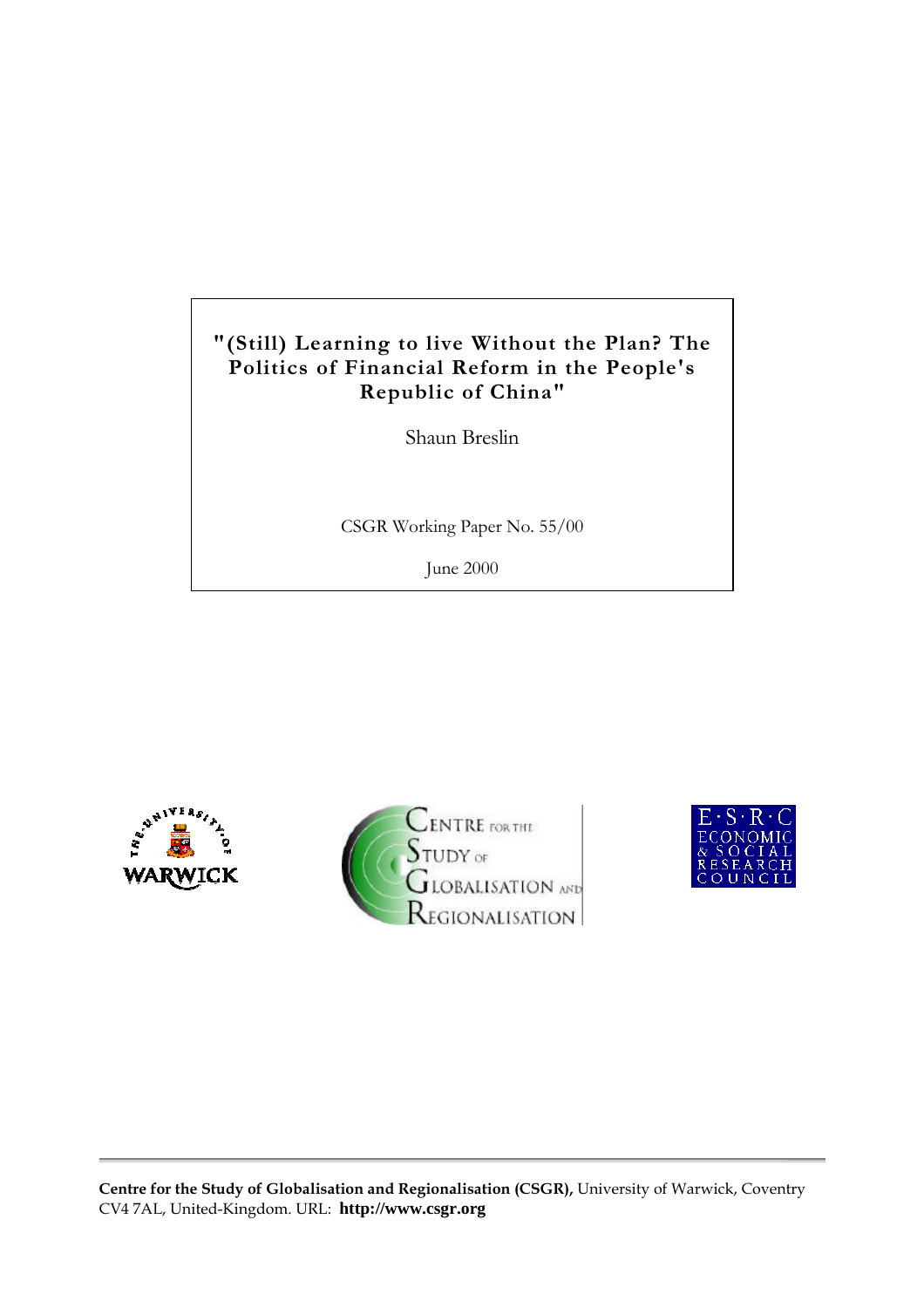# "(Still) Learning to live Without the Plan? The Politics of Financial Reform in the People's Republic of China"

Shaun Breslin

CSGR Working Paper No. 55/00

June 2000

**Centre for the Study of Globalisation and Regionalisation (CSGR),** University of Warwick, Coventry CV4 7AL, United-Kingdom. URL: **http://www.csgr.org**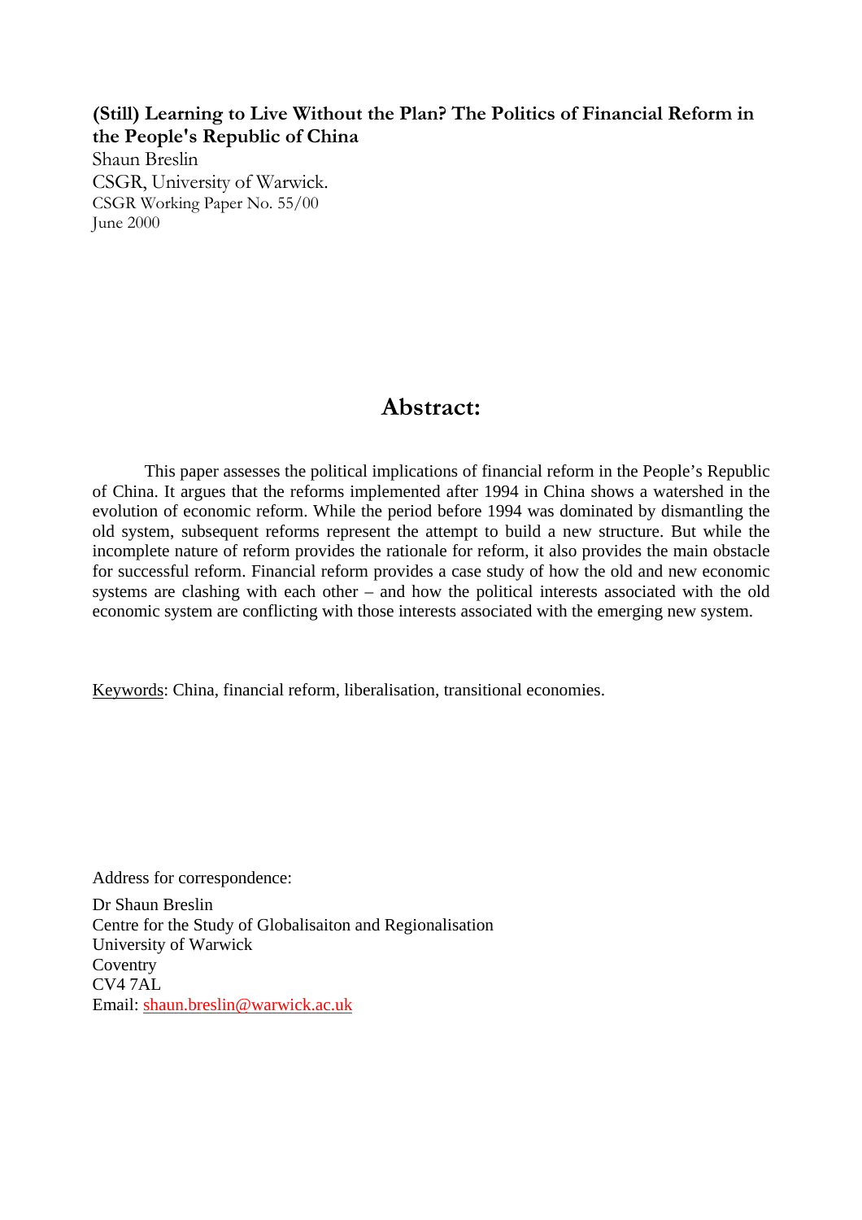**(Still) Learning to Live Without the Plan? The Politics of Financial Reform in the People's Republic of China**

Shaun Breslin

CSGR, University of Warwick.

CSGR Working Paper No. 55/00

June 2000

## Abstract:

This paper assesses the political implications of financial reform in the People's Republic of China. It argues that the reforms implemented after 1994 in China shows a watershed in the evolution of economic reform. While the period before 1994 was dominated by dismantling the old system, subsequent reforms represent the attempt to build a new structure. But while the incomplete nature of reform provides the rationale for reform, it also provides the main obstacle for successful reform. Financial reform provides a case study of how the old and new economic systems are clashing with each other – and how the political interests associated with the old economic system are conflicting with those interests associated with the emerging new system.

Keywords: China, financial reform, liberalisation, transitional economies.

Address for correspondence:

Dr Shaun Breslin
Centre for the Study of Globalisaiton and Regionalisation
University of Warwick
Coventry
CV4 7AL
Email: shaun.breslin@warwick.ac.uk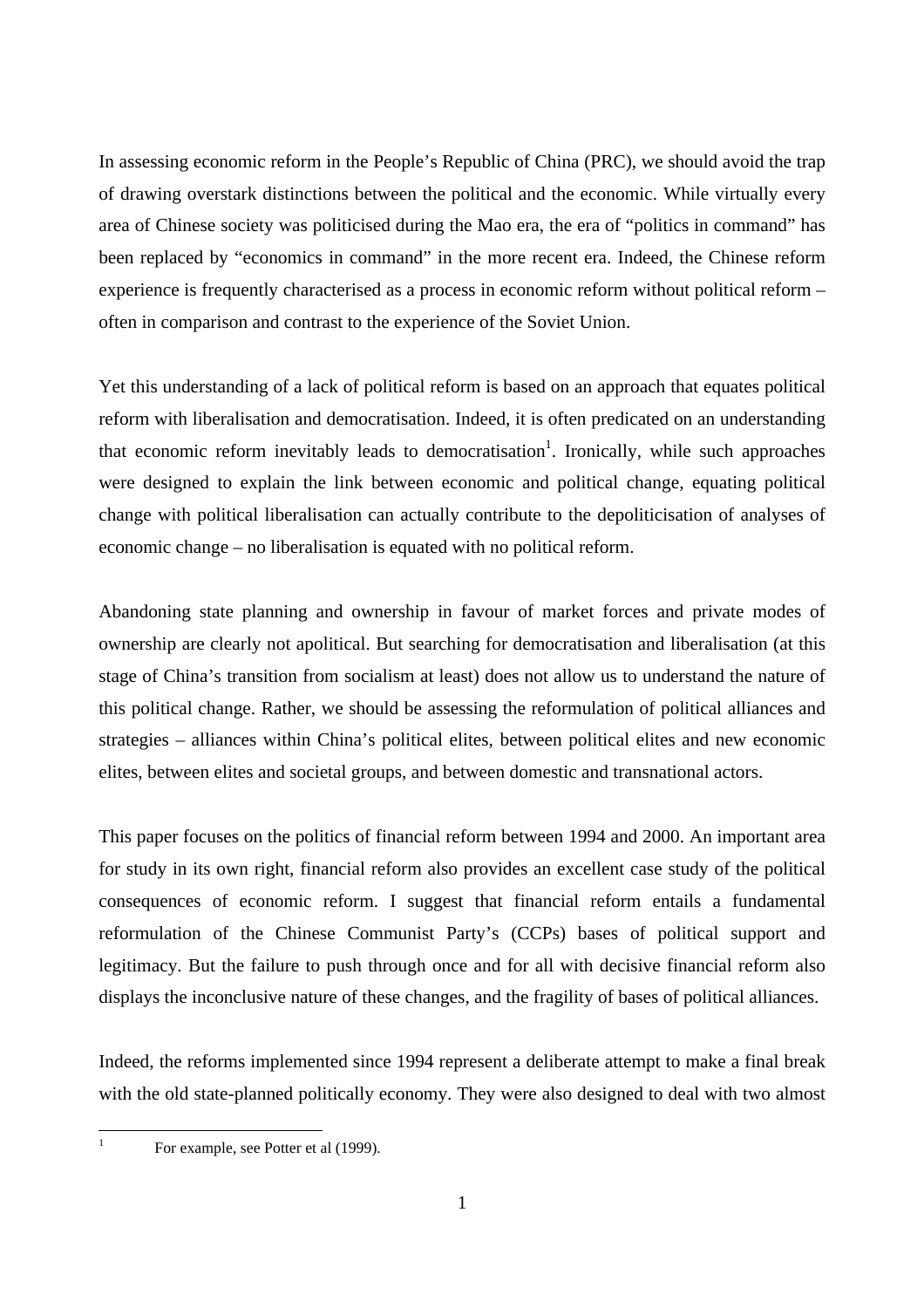In assessing economic reform in the People's Republic of China (PRC), we should avoid the trap of drawing overstark distinctions between the political and the economic. While virtually every area of Chinese society was politicised during the Mao era, the era of "politics in command" has been replaced by "economics in command" in the more recent era. Indeed, the Chinese reform experience is frequently characterised as a process in economic reform without political reform – often in comparison and contrast to the experience of the Soviet Union.

Yet this understanding of a lack of political reform is based on an approach that equates political reform with liberalisation and democratisation. Indeed, it is often predicated on an understanding that economic reform inevitably leads to democratisation[1]. Ironically, while such approaches were designed to explain the link between economic and political change, equating political change with political liberalisation can actually contribute to the depoliticisation of analyses of economic change – no liberalisation is equated with no political reform.

Abandoning state planning and ownership in favour of market forces and private modes of ownership are clearly not apolitical. But searching for democratisation and liberalisation (at this stage of China's transition from socialism at least) does not allow us to understand the nature of this political change. Rather, we should be assessing the reformulation of political alliances and strategies – alliances within China's political elites, between political elites and new economic elites, between elites and societal groups, and between domestic and transnational actors.

This paper focuses on the politics of financial reform between 1994 and 2000. An important area for study in its own right, financial reform also provides an excellent case study of the political consequences of economic reform. I suggest that financial reform entails a fundamental reformulation of the Chinese Communist Party's (CCPs) bases of political support and legitimacy. But the failure to push through once and for all with decisive financial reform also displays the inconclusive nature of these changes, and the fragility of bases of political alliances.

Indeed, the reforms implemented since 1994 represent a deliberate attempt to make a final break with the old state-planned politically economy. They were also designed to deal with two almost

---

[1] For example, see Potter et al (1999).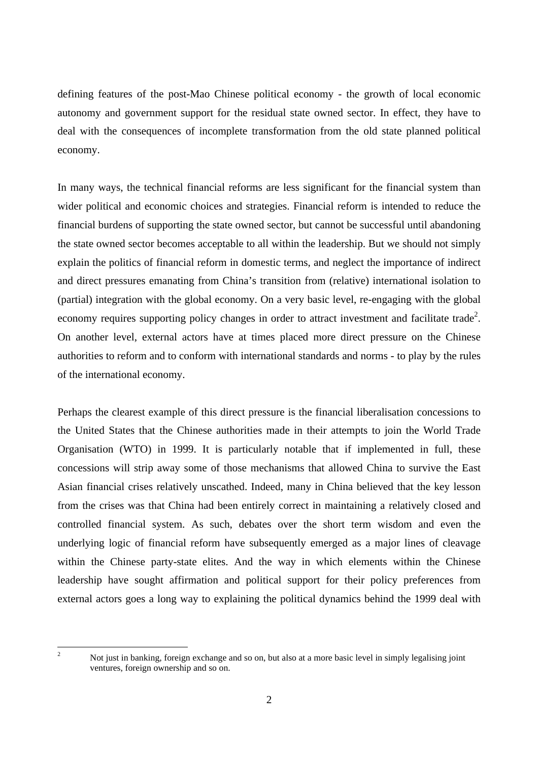defining features of the post-Mao Chinese political economy - the growth of local economic autonomy and government support for the residual state owned sector. In effect, they have to deal with the consequences of incomplete transformation from the old state planned political economy.

In many ways, the technical financial reforms are less significant for the financial system than wider political and economic choices and strategies. Financial reform is intended to reduce the financial burdens of supporting the state owned sector, but cannot be successful until abandoning the state owned sector becomes acceptable to all within the leadership. But we should not simply explain the politics of financial reform in domestic terms, and neglect the importance of indirect and direct pressures emanating from China's transition from (relative) international isolation to (partial) integration with the global economy. On a very basic level, re-engaging with the global economy requires supporting policy changes in order to attract investment and facilitate trade[2]. On another level, external actors have at times placed more direct pressure on the Chinese authorities to reform and to conform with international standards and norms - to play by the rules of the international economy.

Perhaps the clearest example of this direct pressure is the financial liberalisation concessions to the United States that the Chinese authorities made in their attempts to join the World Trade Organisation (WTO) in 1999. It is particularly notable that if implemented in full, these concessions will strip away some of those mechanisms that allowed China to survive the East Asian financial crises relatively unscathed. Indeed, many in China believed that the key lesson from the crises was that China had been entirely correct in maintaining a relatively closed and controlled financial system. As such, debates over the short term wisdom and even the underlying logic of financial reform have subsequently emerged as a major lines of cleavage within the Chinese party-state elites. And the way in which elements within the Chinese leadership have sought affirmation and political support for their policy preferences from external actors goes a long way to explaining the political dynamics behind the 1999 deal with

[2] Not just in banking, foreign exchange and so on, but also at a more basic level in simply legalising joint ventures, foreign ownership and so on.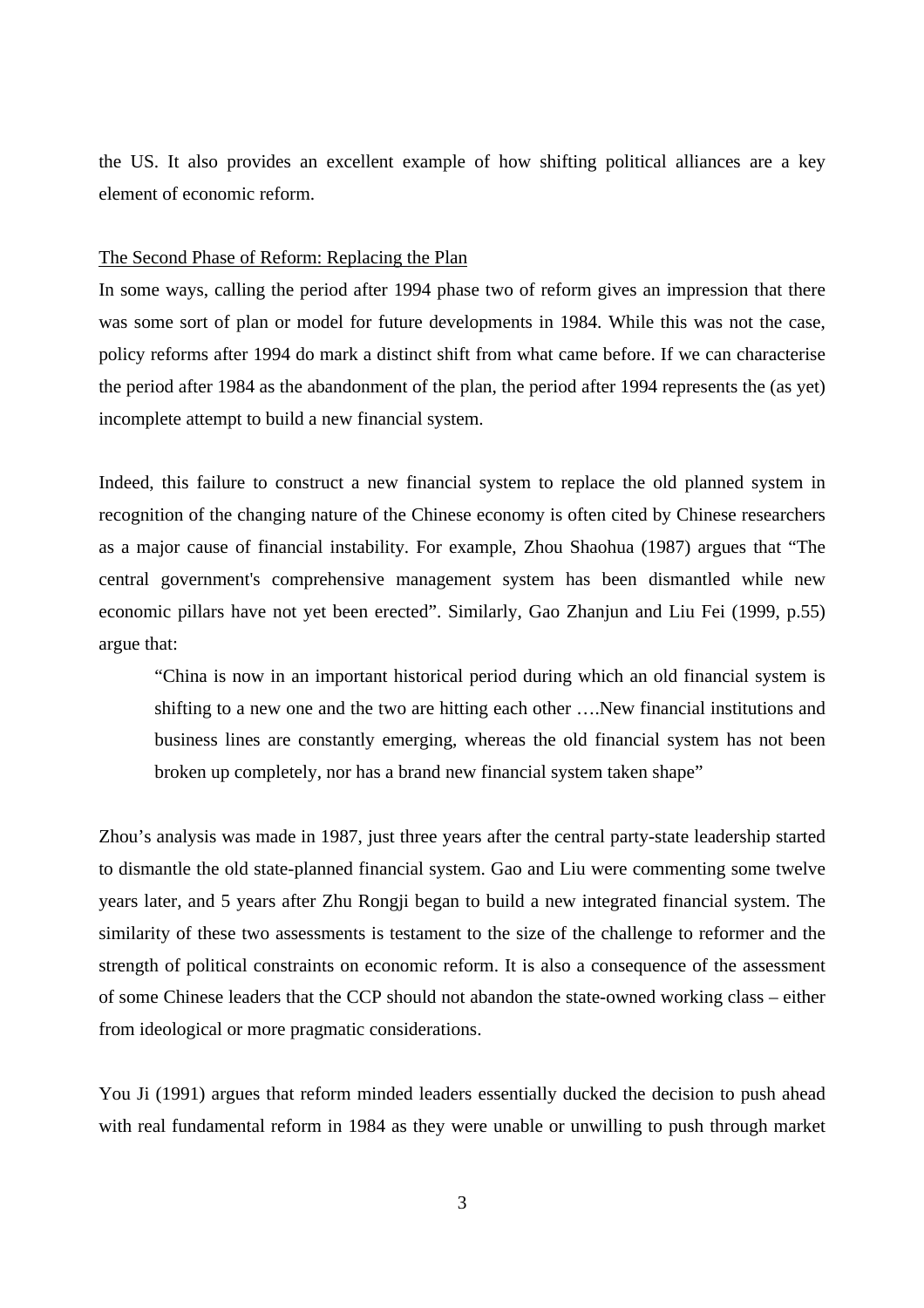the US. It also provides an excellent example of how shifting political alliances are a key element of economic reform.

The Second Phase of Reform: Replacing the Plan

In some ways, calling the period after 1994 phase two of reform gives an impression that there was some sort of plan or model for future developments in 1984. While this was not the case, policy reforms after 1994 do mark a distinct shift from what came before. If we can characterise the period after 1984 as the abandonment of the plan, the period after 1994 represents the (as yet) incomplete attempt to build a new financial system.

Indeed, this failure to construct a new financial system to replace the old planned system in recognition of the changing nature of the Chinese economy is often cited by Chinese researchers as a major cause of financial instability. For example, Zhou Shaohua (1987) argues that "The central government's comprehensive management system has been dismantled while new economic pillars have not yet been erected". Similarly, Gao Zhanjun and Liu Fei (1999, p.55) argue that:

> "China is now in an important historical period during which an old financial system is shifting to a new one and the two are hitting each other ….New financial institutions and business lines are constantly emerging, whereas the old financial system has not been broken up completely, nor has a brand new financial system taken shape"

Zhou's analysis was made in 1987, just three years after the central party-state leadership started to dismantle the old state-planned financial system. Gao and Liu were commenting some twelve years later, and 5 years after Zhu Rongji began to build a new integrated financial system. The similarity of these two assessments is testament to the size of the challenge to reformer and the strength of political constraints on economic reform. It is also a consequence of the assessment of some Chinese leaders that the CCP should not abandon the state-owned working class – either from ideological or more pragmatic considerations.

You Ji (1991) argues that reform minded leaders essentially ducked the decision to push ahead with real fundamental reform in 1984 as they were unable or unwilling to push through market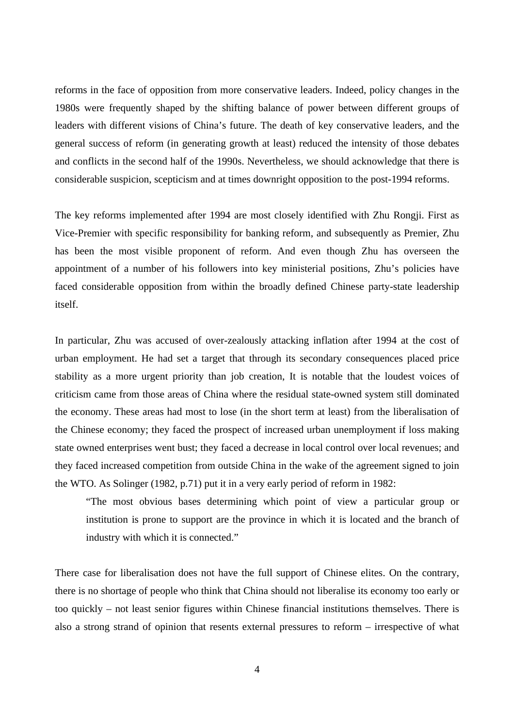reforms in the face of opposition from more conservative leaders. Indeed, policy changes in the 1980s were frequently shaped by the shifting balance of power between different groups of leaders with different visions of China's future. The death of key conservative leaders, and the general success of reform (in generating growth at least) reduced the intensity of those debates and conflicts in the second half of the 1990s. Nevertheless, we should acknowledge that there is considerable suspicion, scepticism and at times downright opposition to the post-1994 reforms.

The key reforms implemented after 1994 are most closely identified with Zhu Rongji. First as Vice-Premier with specific responsibility for banking reform, and subsequently as Premier, Zhu has been the most visible proponent of reform. And even though Zhu has overseen the appointment of a number of his followers into key ministerial positions, Zhu's policies have faced considerable opposition from within the broadly defined Chinese party-state leadership itself.

In particular, Zhu was accused of over-zealously attacking inflation after 1994 at the cost of urban employment. He had set a target that through its secondary consequences placed price stability as a more urgent priority than job creation, It is notable that the loudest voices of criticism came from those areas of China where the residual state-owned system still dominated the economy. These areas had most to lose (in the short term at least) from the liberalisation of the Chinese economy; they faced the prospect of increased urban unemployment if loss making state owned enterprises went bust; they faced a decrease in local control over local revenues; and they faced increased competition from outside China in the wake of the agreement signed to join the WTO. As Solinger (1982, p.71) put it in a very early period of reform in 1982:

> "The most obvious bases determining which point of view a particular group or institution is prone to support are the province in which it is located and the branch of industry with which it is connected."

There case for liberalisation does not have the full support of Chinese elites. On the contrary, there is no shortage of people who think that China should not liberalise its economy too early or too quickly – not least senior figures within Chinese financial institutions themselves. There is also a strong strand of opinion that resents external pressures to reform – irrespective of what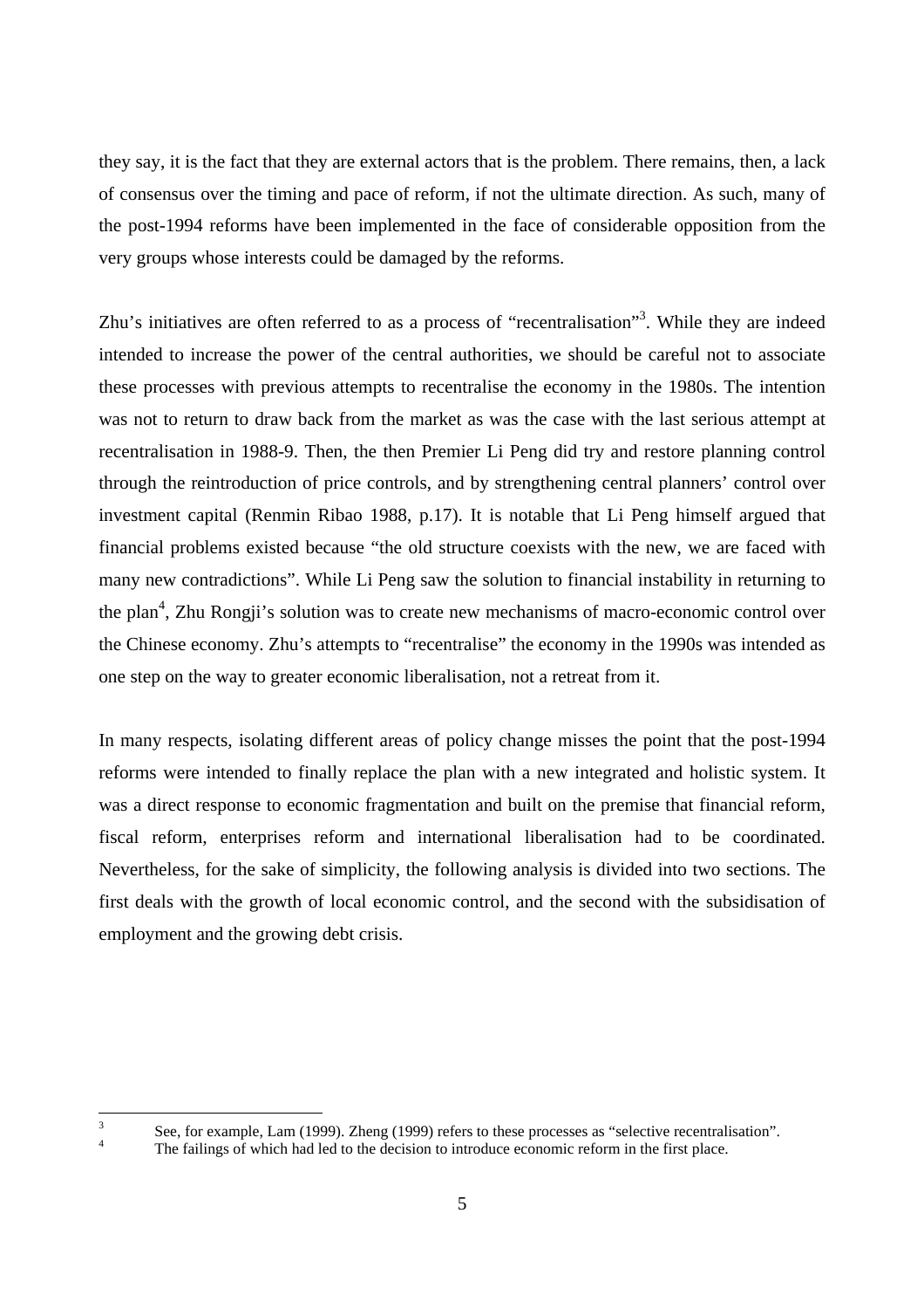they say, it is the fact that they are external actors that is the problem. There remains, then, a lack of consensus over the timing and pace of reform, if not the ultimate direction. As such, many of the post-1994 reforms have been implemented in the face of considerable opposition from the very groups whose interests could be damaged by the reforms.

Zhu's initiatives are often referred to as a process of "recentralisation"[3]. While they are indeed intended to increase the power of the central authorities, we should be careful not to associate these processes with previous attempts to recentralise the economy in the 1980s. The intention was not to return to draw back from the market as was the case with the last serious attempt at recentralisation in 1988-9. Then, the then Premier Li Peng did try and restore planning control through the reintroduction of price controls, and by strengthening central planners' control over investment capital (Renmin Ribao 1988, p.17). It is notable that Li Peng himself argued that financial problems existed because "the old structure coexists with the new, we are faced with many new contradictions". While Li Peng saw the solution to financial instability in returning to the plan[4], Zhu Rongji's solution was to create new mechanisms of macro-economic control over the Chinese economy. Zhu's attempts to "recentralise" the economy in the 1990s was intended as one step on the way to greater economic liberalisation, not a retreat from it.

In many respects, isolating different areas of policy change misses the point that the post-1994 reforms were intended to finally replace the plan with a new integrated and holistic system. It was a direct response to economic fragmentation and built on the premise that financial reform, fiscal reform, enterprises reform and international liberalisation had to be coordinated. Nevertheless, for the sake of simplicity, the following analysis is divided into two sections. The first deals with the growth of local economic control, and the second with the subsidisation of employment and the growing debt crisis.

---

[3] See, for example, Lam (1999). Zheng (1999) refers to these processes as "selective recentralisation".

[4] The failings of which had led to the decision to introduce economic reform in the first place.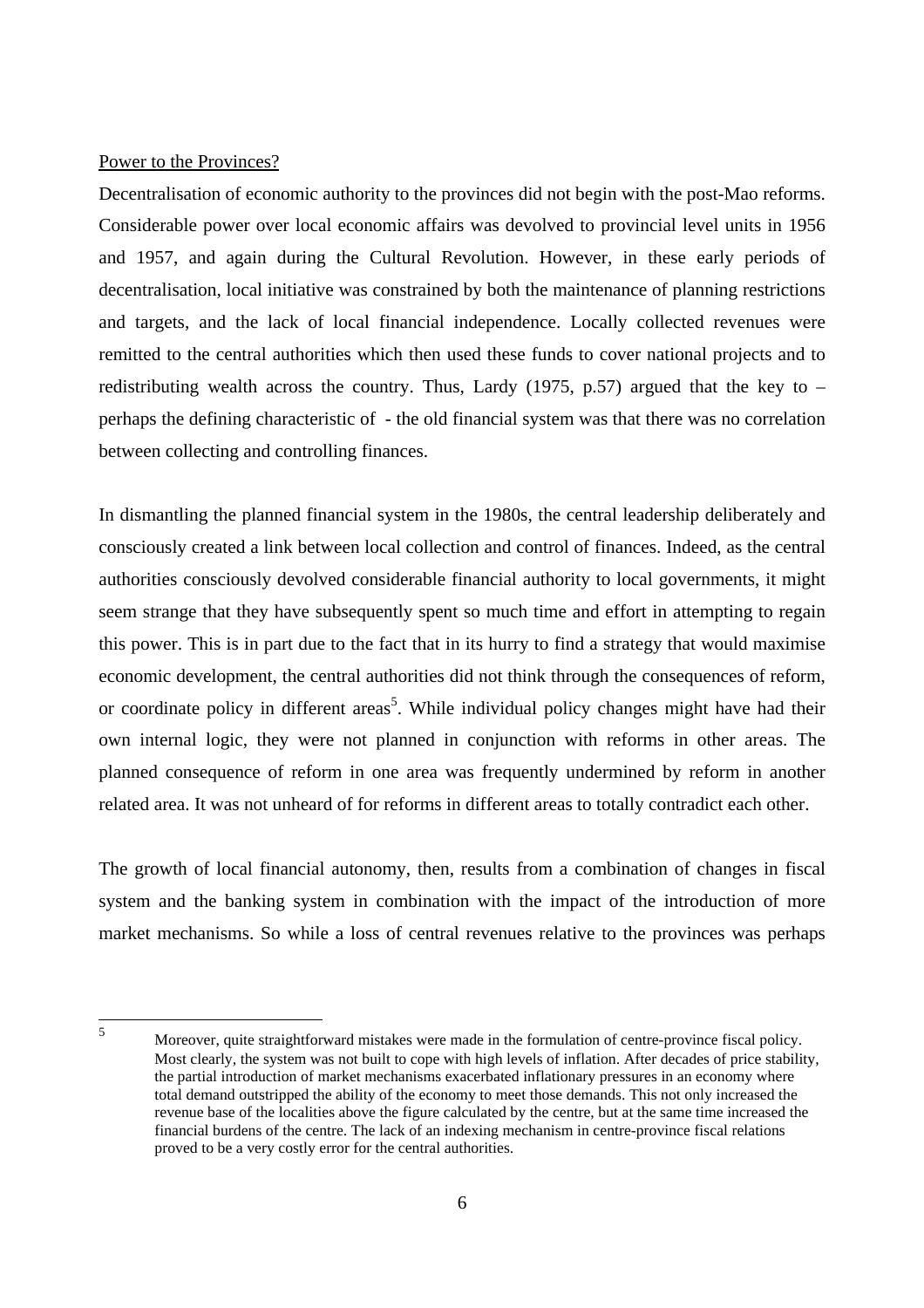Power to the Provinces?

Decentralisation of economic authority to the provinces did not begin with the post-Mao reforms. Considerable power over local economic affairs was devolved to provincial level units in 1956 and 1957, and again during the Cultural Revolution. However, in these early periods of decentralisation, local initiative was constrained by both the maintenance of planning restrictions and targets, and the lack of local financial independence. Locally collected revenues were remitted to the central authorities which then used these funds to cover national projects and to redistributing wealth across the country. Thus, Lardy (1975, p.57) argued that the key to – perhaps the defining characteristic of - the old financial system was that there was no correlation between collecting and controlling finances.

In dismantling the planned financial system in the 1980s, the central leadership deliberately and consciously created a link between local collection and control of finances. Indeed, as the central authorities consciously devolved considerable financial authority to local governments, it might seem strange that they have subsequently spent so much time and effort in attempting to regain this power. This is in part due to the fact that in its hurry to find a strategy that would maximise economic development, the central authorities did not think through the consequences of reform, or coordinate policy in different areas[5]. While individual policy changes might have had their own internal logic, they were not planned in conjunction with reforms in other areas. The planned consequence of reform in one area was frequently undermined by reform in another related area. It was not unheard of for reforms in different areas to totally contradict each other.

The growth of local financial autonomy, then, results from a combination of changes in fiscal system and the banking system in combination with the impact of the introduction of more market mechanisms. So while a loss of central revenues relative to the provinces was perhaps

[5] Moreover, quite straightforward mistakes were made in the formulation of centre-province fiscal policy. Most clearly, the system was not built to cope with high levels of inflation. After decades of price stability, the partial introduction of market mechanisms exacerbated inflationary pressures in an economy where total demand outstripped the ability of the economy to meet those demands. This not only increased the revenue base of the localities above the figure calculated by the centre, but at the same time increased the financial burdens of the centre. The lack of an indexing mechanism in centre-province fiscal relations proved to be a very costly error for the central authorities.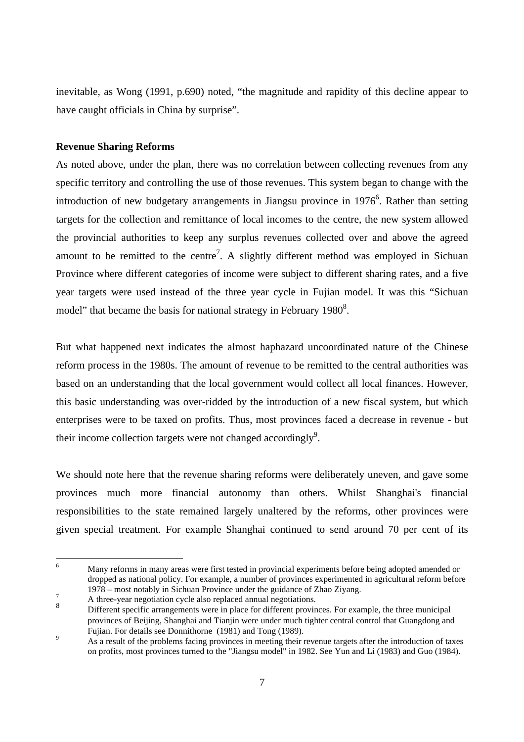inevitable, as Wong (1991, p.690) noted, "the magnitude and rapidity of this decline appear to have caught officials in China by surprise".

**Revenue Sharing Reforms**

As noted above, under the plan, there was no correlation between collecting revenues from any specific territory and controlling the use of those revenues. This system began to change with the introduction of new budgetary arrangements in Jiangsu province in 1976[6]. Rather than setting targets for the collection and remittance of local incomes to the centre, the new system allowed the provincial authorities to keep any surplus revenues collected over and above the agreed amount to be remitted to the centre[7]. A slightly different method was employed in Sichuan Province where different categories of income were subject to different sharing rates, and a five year targets were used instead of the three year cycle in Fujian model. It was this "Sichuan model" that became the basis for national strategy in February 1980[8].

But what happened next indicates the almost haphazard uncoordinated nature of the Chinese reform process in the 1980s. The amount of revenue to be remitted to the central authorities was based on an understanding that the local government would collect all local finances. However, this basic understanding was over-ridded by the introduction of a new fiscal system, but which enterprises were to be taxed on profits. Thus, most provinces faced a decrease in revenue - but their income collection targets were not changed accordingly[9].

We should note here that the revenue sharing reforms were deliberately uneven, and gave some provinces much more financial autonomy than others. Whilst Shanghai's financial responsibilities to the state remained largely unaltered by the reforms, other provinces were given special treatment. For example Shanghai continued to send around 70 per cent of its

[6] Many reforms in many areas were first tested in provincial experiments before being adopted amended or dropped as national policy. For example, a number of provinces experimented in agricultural reform before 1978 – most notably in Sichuan Province under the guidance of Zhao Ziyang.

[7] A three-year negotiation cycle also replaced annual negotiations.

[8] Different specific arrangements were in place for different provinces. For example, the three municipal provinces of Beijing, Shanghai and Tianjin were under much tighter central control that Guangdong and Fujian. For details see Donnithorne (1981) and Tong (1989).

[9] As a result of the problems facing provinces in meeting their revenue targets after the introduction of taxes on profits, most provinces turned to the "Jiangsu model" in 1982. See Yun and Li (1983) and Guo (1984).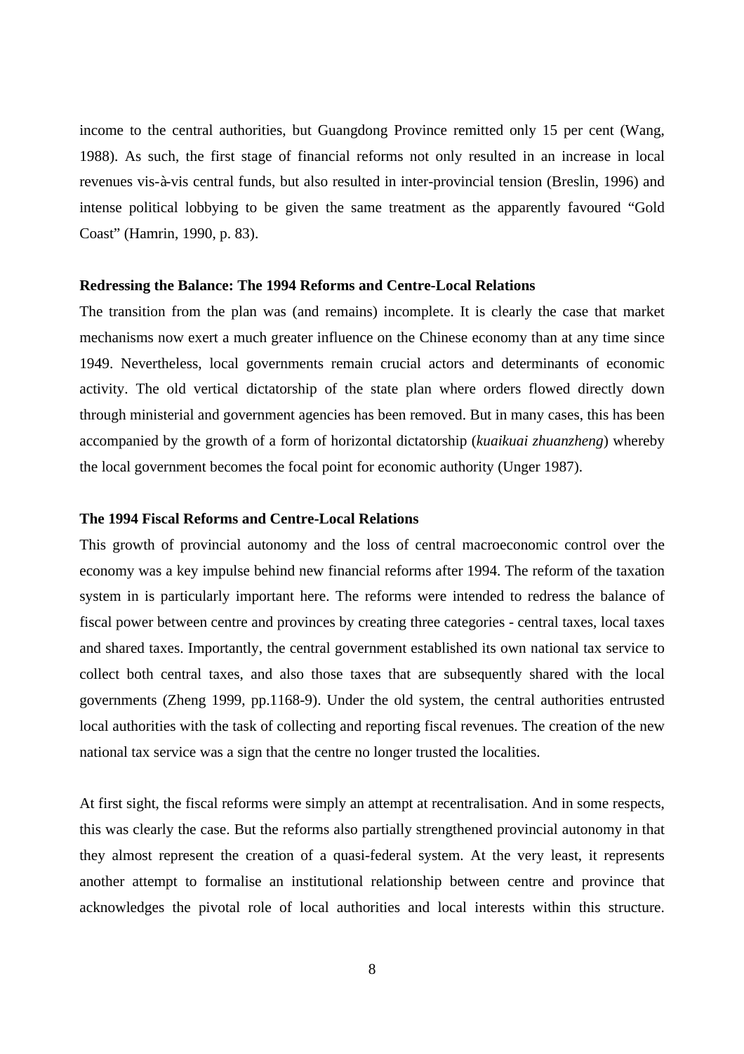income to the central authorities, but Guangdong Province remitted only 15 per cent (Wang, 1988). As such, the first stage of financial reforms not only resulted in an increase in local revenues vis-à-vis central funds, but also resulted in inter-provincial tension (Breslin, 1996) and intense political lobbying to be given the same treatment as the apparently favoured “Gold Coast” (Hamrin, 1990, p. 83).

**Redressing the Balance: The 1994 Reforms and Centre-Local Relations**

The transition from the plan was (and remains) incomplete. It is clearly the case that market mechanisms now exert a much greater influence on the Chinese economy than at any time since 1949. Nevertheless, local governments remain crucial actors and determinants of economic activity. The old vertical dictatorship of the state plan where orders flowed directly down through ministerial and government agencies has been removed. But in many cases, this has been accompanied by the growth of a form of horizontal dictatorship (*kuaikuai zhuanzheng*) whereby the local government becomes the focal point for economic authority (Unger 1987).

**The 1994 Fiscal Reforms and Centre-Local Relations**

This growth of provincial autonomy and the loss of central macroeconomic control over the economy was a key impulse behind new financial reforms after 1994. The reform of the taxation system in is particularly important here. The reforms were intended to redress the balance of fiscal power between centre and provinces by creating three categories - central taxes, local taxes and shared taxes. Importantly, the central government established its own national tax service to collect both central taxes, and also those taxes that are subsequently shared with the local governments (Zheng 1999, pp.1168-9). Under the old system, the central authorities entrusted local authorities with the task of collecting and reporting fiscal revenues. The creation of the new national tax service was a sign that the centre no longer trusted the localities.

At first sight, the fiscal reforms were simply an attempt at recentralisation. And in some respects, this was clearly the case. But the reforms also partially strengthened provincial autonomy in that they almost represent the creation of a quasi-federal system. At the very least, it represents another attempt to formalise an institutional relationship between centre and province that acknowledges the pivotal role of local authorities and local interests within this structure.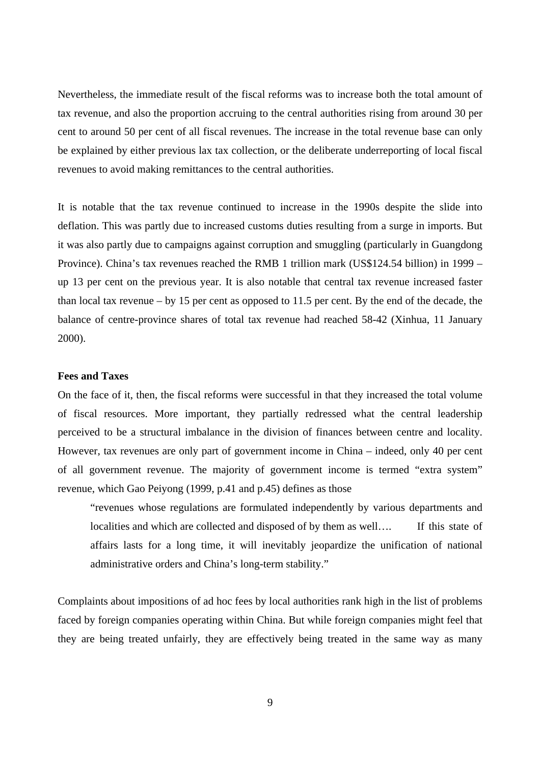Nevertheless, the immediate result of the fiscal reforms was to increase both the total amount of tax revenue, and also the proportion accruing to the central authorities rising from around 30 per cent to around 50 per cent of all fiscal revenues. The increase in the total revenue base can only be explained by either previous lax tax collection, or the deliberate underreporting of local fiscal revenues to avoid making remittances to the central authorities.

It is notable that the tax revenue continued to increase in the 1990s despite the slide into deflation. This was partly due to increased customs duties resulting from a surge in imports. But it was also partly due to campaigns against corruption and smuggling (particularly in Guangdong Province). China's tax revenues reached the RMB 1 trillion mark (US$124.54 billion) in 1999 – up 13 per cent on the previous year. It is also notable that central tax revenue increased faster than local tax revenue – by 15 per cent as opposed to 11.5 per cent. By the end of the decade, the balance of centre-province shares of total tax revenue had reached 58-42 (Xinhua, 11 January 2000).

**Fees and Taxes**

On the face of it, then, the fiscal reforms were successful in that they increased the total volume of fiscal resources. More important, they partially redressed what the central leadership perceived to be a structural imbalance in the division of finances between centre and locality. However, tax revenues are only part of government income in China – indeed, only 40 per cent of all government revenue. The majority of government income is termed "extra system" revenue, which Gao Peiyong (1999, p.41 and p.45) defines as those

> "revenues whose regulations are formulated independently by various departments and localities and which are collected and disposed of by them as well…. If this state of affairs lasts for a long time, it will inevitably jeopardize the unification of national administrative orders and China's long-term stability."

Complaints about impositions of ad hoc fees by local authorities rank high in the list of problems faced by foreign companies operating within China. But while foreign companies might feel that they are being treated unfairly, they are effectively being treated in the same way as many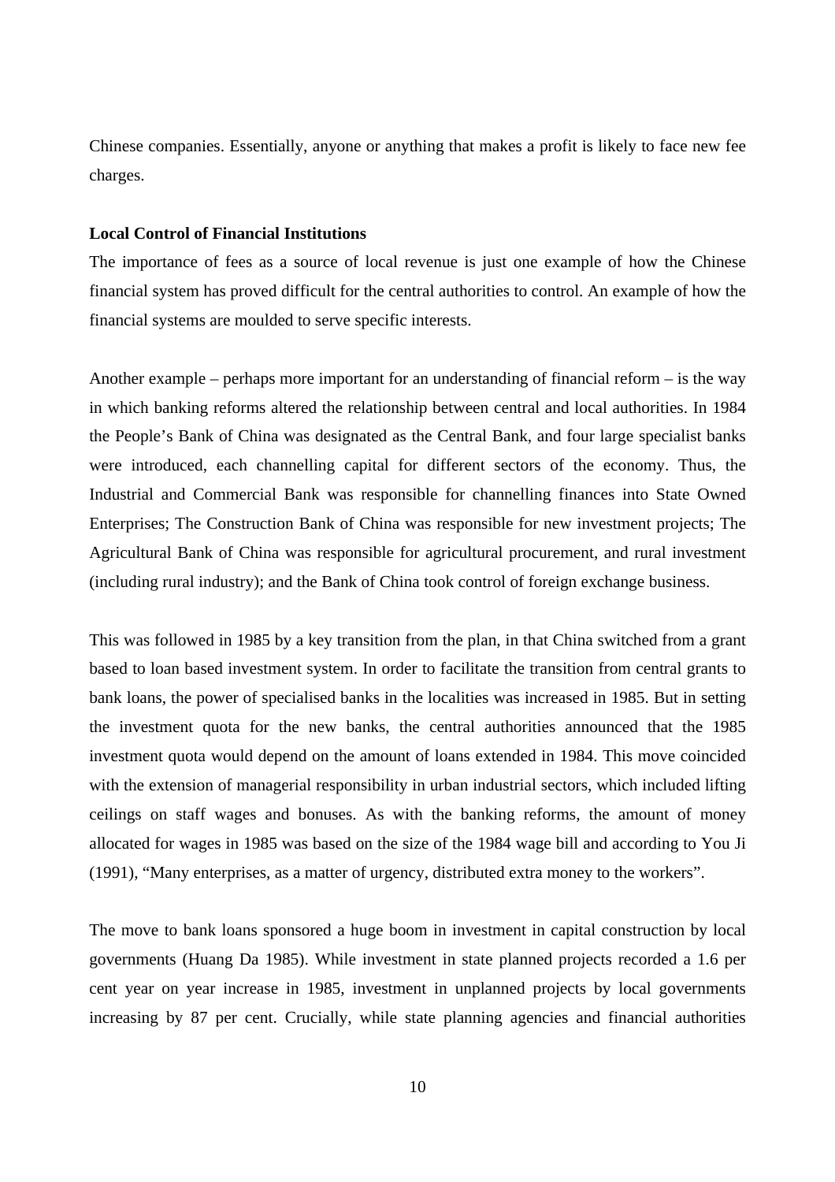Chinese companies. Essentially, anyone or anything that makes a profit is likely to face new fee charges.

**Local Control of Financial Institutions**

The importance of fees as a source of local revenue is just one example of how the Chinese financial system has proved difficult for the central authorities to control. An example of how the financial systems are moulded to serve specific interests.

Another example – perhaps more important for an understanding of financial reform – is the way in which banking reforms altered the relationship between central and local authorities. In 1984 the People's Bank of China was designated as the Central Bank, and four large specialist banks were introduced, each channelling capital for different sectors of the economy. Thus, the Industrial and Commercial Bank was responsible for channelling finances into State Owned Enterprises; The Construction Bank of China was responsible for new investment projects; The Agricultural Bank of China was responsible for agricultural procurement, and rural investment (including rural industry); and the Bank of China took control of foreign exchange business.

This was followed in 1985 by a key transition from the plan, in that China switched from a grant based to loan based investment system. In order to facilitate the transition from central grants to bank loans, the power of specialised banks in the localities was increased in 1985. But in setting the investment quota for the new banks, the central authorities announced that the 1985 investment quota would depend on the amount of loans extended in 1984. This move coincided with the extension of managerial responsibility in urban industrial sectors, which included lifting ceilings on staff wages and bonuses. As with the banking reforms, the amount of money allocated for wages in 1985 was based on the size of the 1984 wage bill and according to You Ji (1991), "Many enterprises, as a matter of urgency, distributed extra money to the workers".

The move to bank loans sponsored a huge boom in investment in capital construction by local governments (Huang Da 1985). While investment in state planned projects recorded a 1.6 per cent year on year increase in 1985, investment in unplanned projects by local governments increasing by 87 per cent. Crucially, while state planning agencies and financial authorities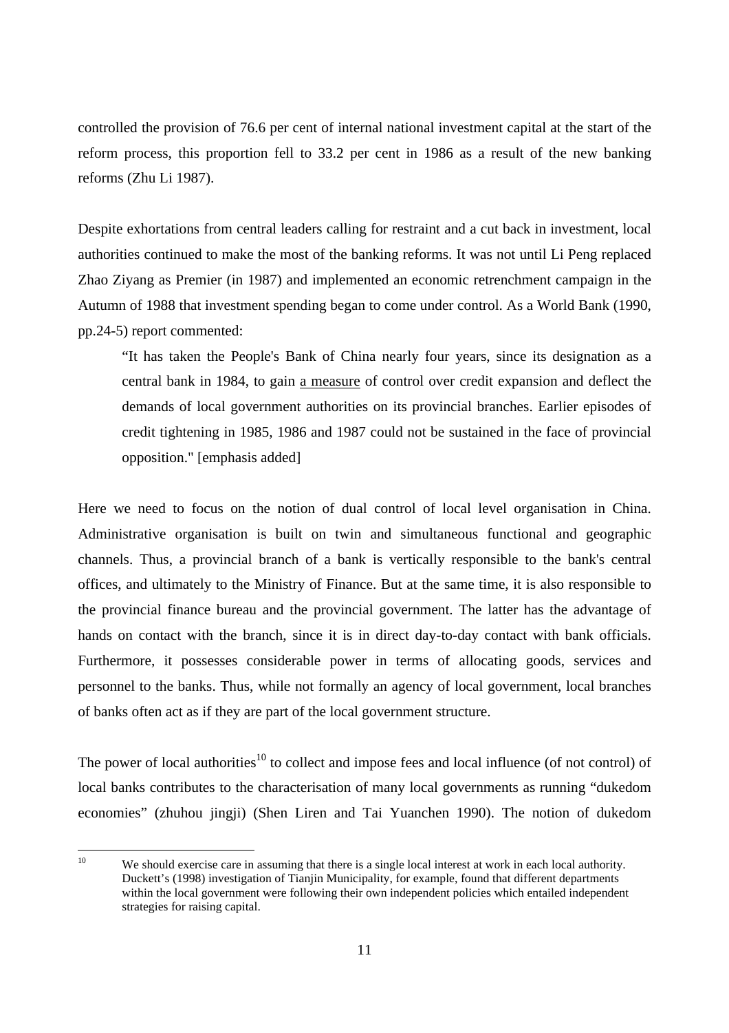controlled the provision of 76.6 per cent of internal national investment capital at the start of the reform process, this proportion fell to 33.2 per cent in 1986 as a result of the new banking reforms (Zhu Li 1987).

Despite exhortations from central leaders calling for restraint and a cut back in investment, local authorities continued to make the most of the banking reforms. It was not until Li Peng replaced Zhao Ziyang as Premier (in 1987) and implemented an economic retrenchment campaign in the Autumn of 1988 that investment spending began to come under control. As a World Bank (1990, pp.24-5) report commented:

> "It has taken the People's Bank of China nearly four years, since its designation as a central bank in 1984, to gain <u>a measure</u> of control over credit expansion and deflect the demands of local government authorities on its provincial branches. Earlier episodes of credit tightening in 1985, 1986 and 1987 could not be sustained in the face of provincial opposition." [emphasis added]

Here we need to focus on the notion of dual control of local level organisation in China. Administrative organisation is built on twin and simultaneous functional and geographic channels. Thus, a provincial branch of a bank is vertically responsible to the bank's central offices, and ultimately to the Ministry of Finance. But at the same time, it is also responsible to the provincial finance bureau and the provincial government. The latter has the advantage of hands on contact with the branch, since it is in direct day-to-day contact with bank officials. Furthermore, it possesses considerable power in terms of allocating goods, services and personnel to the banks. Thus, while not formally an agency of local government, local branches of banks often act as if they are part of the local government structure.

The power of local authorities[10] to collect and impose fees and local influence (of not control) of local banks contributes to the characterisation of many local governments as running "dukedom economies" (zhuhou jingji) (Shen Liren and Tai Yuanchen 1990). The notion of dukedom

---

[10] We should exercise care in assuming that there is a single local interest at work in each local authority. Duckett's (1998) investigation of Tianjin Municipality, for example, found that different departments within the local government were following their own independent policies which entailed independent strategies for raising capital.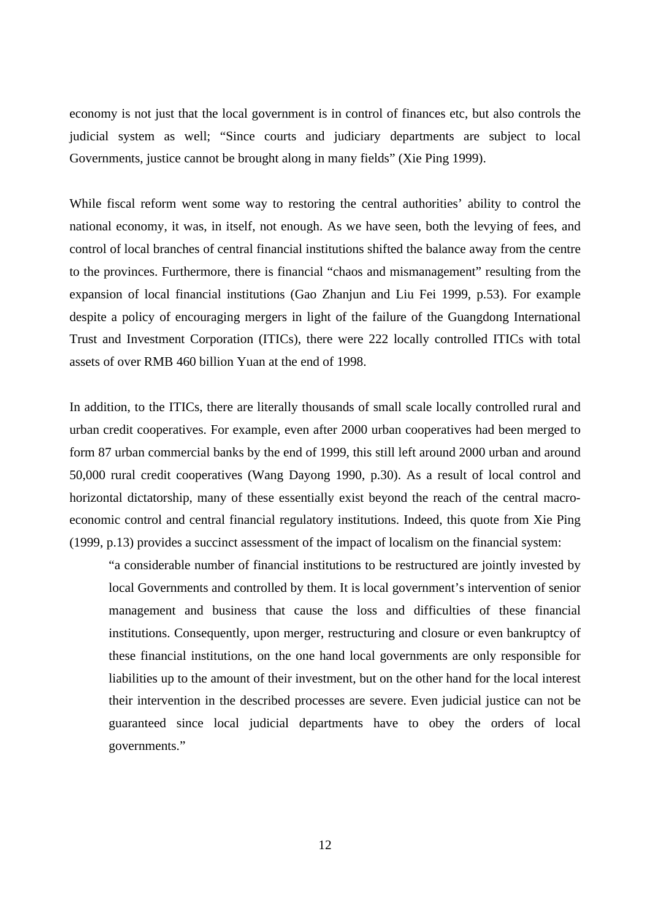economy is not just that the local government is in control of finances etc, but also controls the judicial system as well; "Since courts and judiciary departments are subject to local Governments, justice cannot be brought along in many fields" (Xie Ping 1999).

While fiscal reform went some way to restoring the central authorities' ability to control the national economy, it was, in itself, not enough. As we have seen, both the levying of fees, and control of local branches of central financial institutions shifted the balance away from the centre to the provinces. Furthermore, there is financial "chaos and mismanagement" resulting from the expansion of local financial institutions (Gao Zhanjun and Liu Fei 1999, p.53). For example despite a policy of encouraging mergers in light of the failure of the Guangdong International Trust and Investment Corporation (ITICs), there were 222 locally controlled ITICs with total assets of over RMB 460 billion Yuan at the end of 1998.

In addition, to the ITICs, there are literally thousands of small scale locally controlled rural and urban credit cooperatives. For example, even after 2000 urban cooperatives had been merged to form 87 urban commercial banks by the end of 1999, this still left around 2000 urban and around 50,000 rural credit cooperatives (Wang Dayong 1990, p.30). As a result of local control and horizontal dictatorship, many of these essentially exist beyond the reach of the central macro-economic control and central financial regulatory institutions. Indeed, this quote from Xie Ping (1999, p.13) provides a succinct assessment of the impact of localism on the financial system:

> "a considerable number of financial institutions to be restructured are jointly invested by local Governments and controlled by them. It is local government's intervention of senior management and business that cause the loss and difficulties of these financial institutions. Consequently, upon merger, restructuring and closure or even bankruptcy of these financial institutions, on the one hand local governments are only responsible for liabilities up to the amount of their investment, but on the other hand for the local interest their intervention in the described processes are severe. Even judicial justice can not be guaranteed since local judicial departments have to obey the orders of local governments."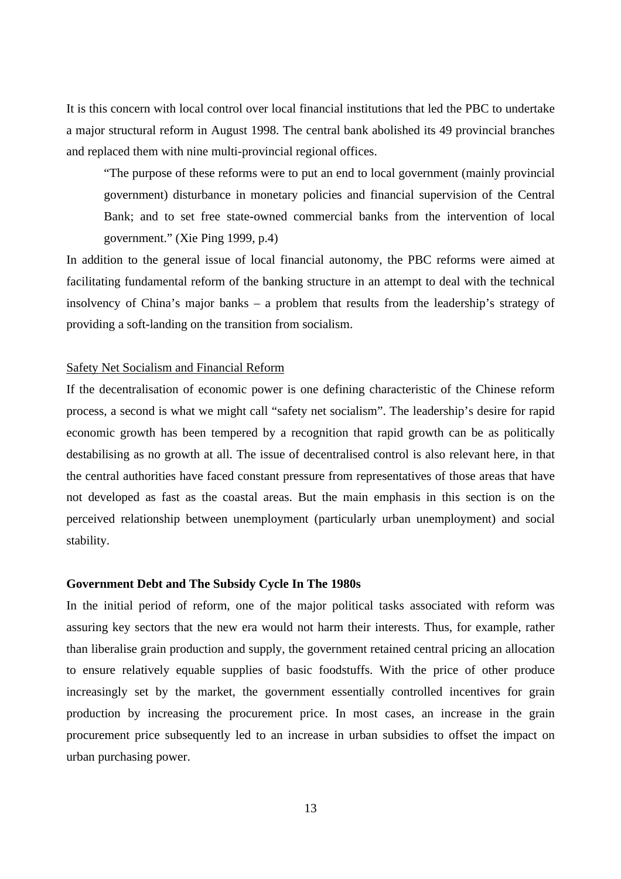It is this concern with local control over local financial institutions that led the PBC to undertake a major structural reform in August 1998. The central bank abolished its 49 provincial branches and replaced them with nine multi-provincial regional offices.

> "The purpose of these reforms were to put an end to local government (mainly provincial government) disturbance in monetary policies and financial supervision of the Central Bank; and to set free state-owned commercial banks from the intervention of local government." (Xie Ping 1999, p.4)

In addition to the general issue of local financial autonomy, the PBC reforms were aimed at facilitating fundamental reform of the banking structure in an attempt to deal with the technical insolvency of China's major banks – a problem that results from the leadership's strategy of providing a soft-landing on the transition from socialism.

<u>Safety Net Socialism and Financial Reform</u>

If the decentralisation of economic power is one defining characteristic of the Chinese reform process, a second is what we might call "safety net socialism". The leadership's desire for rapid economic growth has been tempered by a recognition that rapid growth can be as politically destabilising as no growth at all. The issue of decentralised control is also relevant here, in that the central authorities have faced constant pressure from representatives of those areas that have not developed as fast as the coastal areas. But the main emphasis in this section is on the perceived relationship between unemployment (particularly urban unemployment) and social stability.

**Government Debt and The Subsidy Cycle In The 1980s**

In the initial period of reform, one of the major political tasks associated with reform was assuring key sectors that the new era would not harm their interests. Thus, for example, rather than liberalise grain production and supply, the government retained central pricing an allocation to ensure relatively equable supplies of basic foodstuffs. With the price of other produce increasingly set by the market, the government essentially controlled incentives for grain production by increasing the procurement price. In most cases, an increase in the grain procurement price subsequently led to an increase in urban subsidies to offset the impact on urban purchasing power.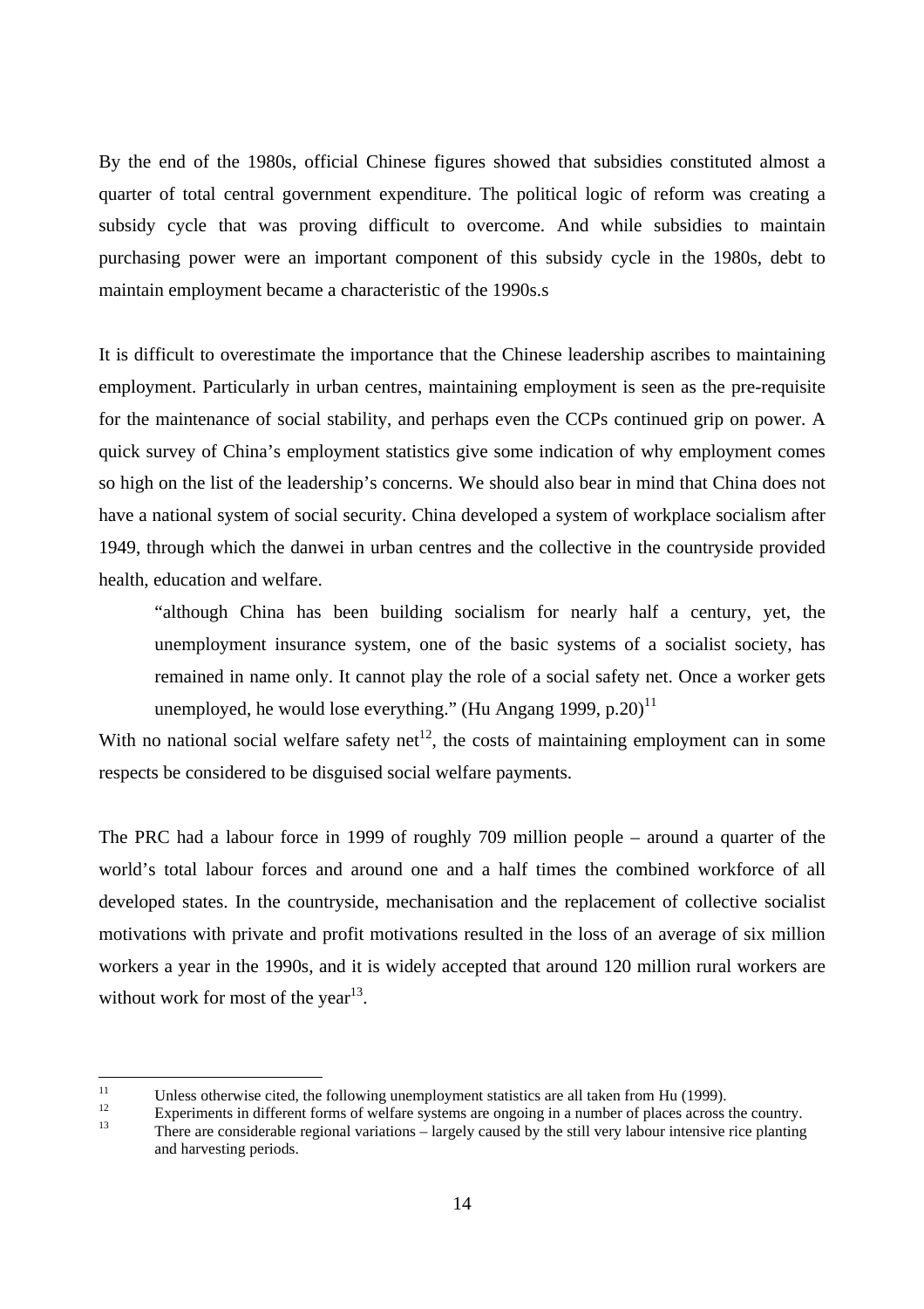By the end of the 1980s, official Chinese figures showed that subsidies constituted almost a quarter of total central government expenditure. The political logic of reform was creating a subsidy cycle that was proving difficult to overcome. And while subsidies to maintain purchasing power were an important component of this subsidy cycle in the 1980s, debt to maintain employment became a characteristic of the 1990s.s

It is difficult to overestimate the importance that the Chinese leadership ascribes to maintaining employment. Particularly in urban centres, maintaining employment is seen as the pre-requisite for the maintenance of social stability, and perhaps even the CCPs continued grip on power. A quick survey of China's employment statistics give some indication of why employment comes so high on the list of the leadership's concerns. We should also bear in mind that China does not have a national system of social security. China developed a system of workplace socialism after 1949, through which the danwei in urban centres and the collective in the countryside provided health, education and welfare.

> "although China has been building socialism for nearly half a century, yet, the unemployment insurance system, one of the basic systems of a socialist society, has remained in name only. It cannot play the role of a social safety net. Once a worker gets unemployed, he would lose everything." (Hu Angang 1999, p.20)[11]

With no national social welfare safety net[12], the costs of maintaining employment can in some respects be considered to be disguised social welfare payments.

The PRC had a labour force in 1999 of roughly 709 million people – around a quarter of the world's total labour forces and around one and a half times the combined workforce of all developed states. In the countryside, mechanisation and the replacement of collective socialist motivations with private and profit motivations resulted in the loss of an average of six million workers a year in the 1990s, and it is widely accepted that around 120 million rural workers are without work for most of the year[13].

---

[11] Unless otherwise cited, the following unemployment statistics are all taken from Hu (1999).

[12] Experiments in different forms of welfare systems are ongoing in a number of places across the country.

[13] There are considerable regional variations – largely caused by the still very labour intensive rice planting and harvesting periods.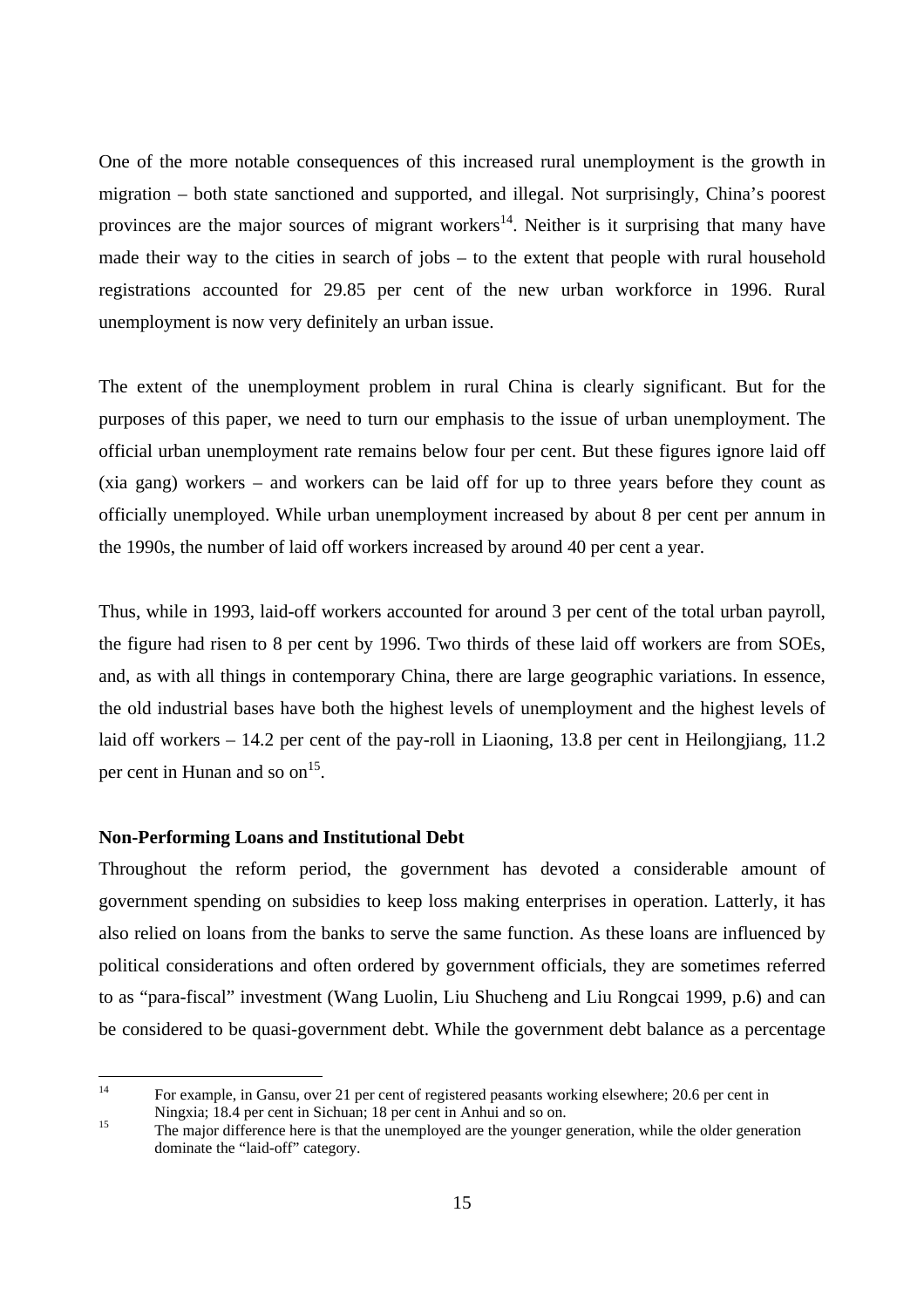One of the more notable consequences of this increased rural unemployment is the growth in migration – both state sanctioned and supported, and illegal. Not surprisingly, China's poorest provinces are the major sources of migrant workers[14]. Neither is it surprising that many have made their way to the cities in search of jobs – to the extent that people with rural household registrations accounted for 29.85 per cent of the new urban workforce in 1996. Rural unemployment is now very definitely an urban issue.

The extent of the unemployment problem in rural China is clearly significant. But for the purposes of this paper, we need to turn our emphasis to the issue of urban unemployment. The official urban unemployment rate remains below four per cent. But these figures ignore laid off (xia gang) workers – and workers can be laid off for up to three years before they count as officially unemployed. While urban unemployment increased by about 8 per cent per annum in the 1990s, the number of laid off workers increased by around 40 per cent a year.

Thus, while in 1993, laid-off workers accounted for around 3 per cent of the total urban payroll, the figure had risen to 8 per cent by 1996. Two thirds of these laid off workers are from SOEs, and, as with all things in contemporary China, there are large geographic variations. In essence, the old industrial bases have both the highest levels of unemployment and the highest levels of laid off workers – 14.2 per cent of the pay-roll in Liaoning, 13.8 per cent in Heilongjiang, 11.2 per cent in Hunan and so on[15].

**Non-Performing Loans and Institutional Debt**

Throughout the reform period, the government has devoted a considerable amount of government spending on subsidies to keep loss making enterprises in operation. Latterly, it has also relied on loans from the banks to serve the same function. As these loans are influenced by political considerations and often ordered by government officials, they are sometimes referred to as "para-fiscal" investment (Wang Luolin, Liu Shucheng and Liu Rongcai 1999, p.6) and can be considered to be quasi-government debt. While the government debt balance as a percentage

---

[14] For example, in Gansu, over 21 per cent of registered peasants working elsewhere; 20.6 per cent in Ningxia; 18.4 per cent in Sichuan; 18 per cent in Anhui and so on.

[15] The major difference here is that the unemployed are the younger generation, while the older generation dominate the "laid-off" category.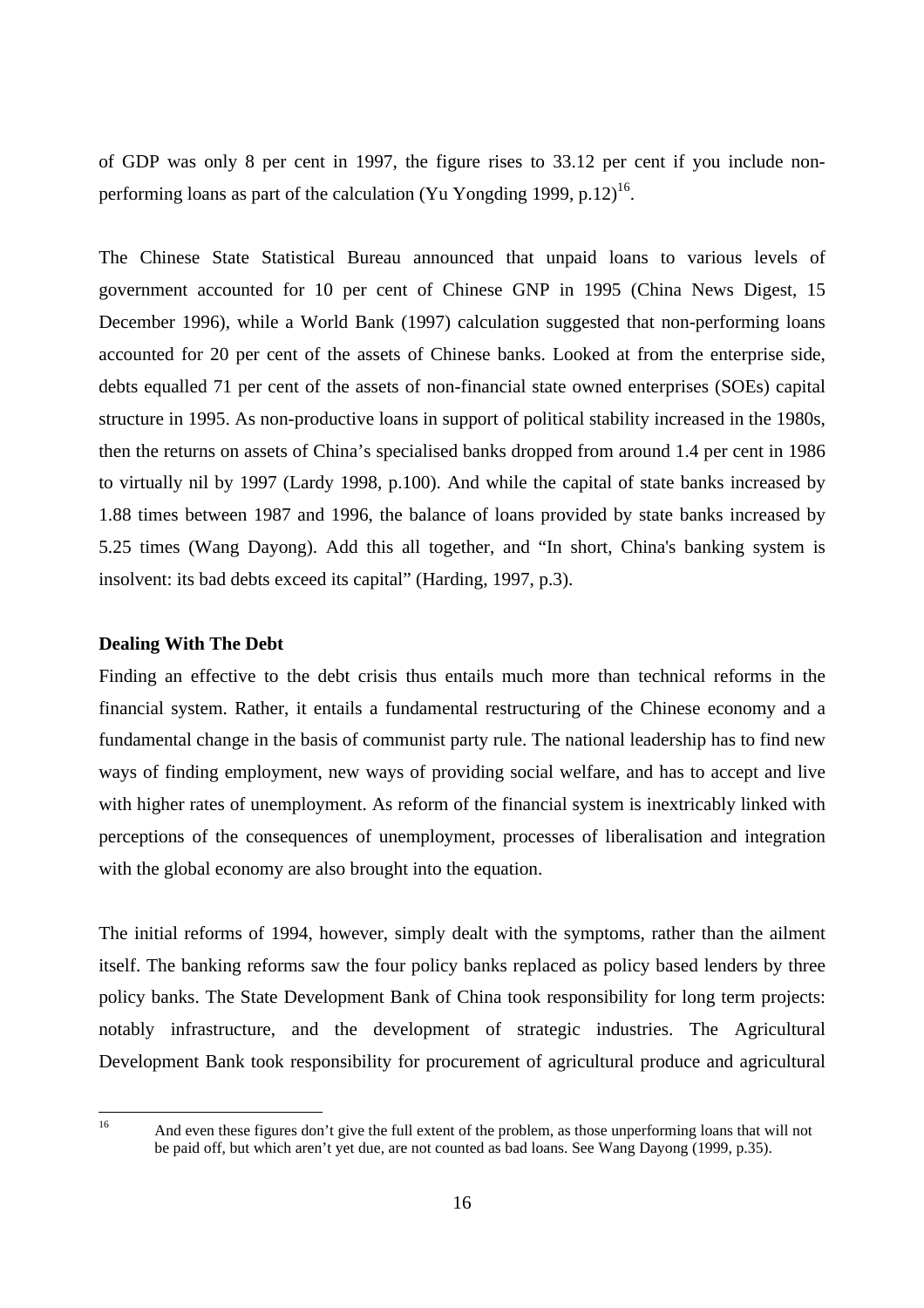of GDP was only 8 per cent in 1997, the figure rises to 33.12 per cent if you include non-performing loans as part of the calculation (Yu Yongding 1999, p.12)[16].

The Chinese State Statistical Bureau announced that unpaid loans to various levels of government accounted for 10 per cent of Chinese GNP in 1995 (China News Digest, 15 December 1996), while a World Bank (1997) calculation suggested that non-performing loans accounted for 20 per cent of the assets of Chinese banks. Looked at from the enterprise side, debts equalled 71 per cent of the assets of non-financial state owned enterprises (SOEs) capital structure in 1995. As non-productive loans in support of political stability increased in the 1980s, then the returns on assets of China's specialised banks dropped from around 1.4 per cent in 1986 to virtually nil by 1997 (Lardy 1998, p.100). And while the capital of state banks increased by 1.88 times between 1987 and 1996, the balance of loans provided by state banks increased by 5.25 times (Wang Dayong). Add this all together, and "In short, China's banking system is insolvent: its bad debts exceed its capital" (Harding, 1997, p.3).

**Dealing With The Debt**

Finding an effective to the debt crisis thus entails much more than technical reforms in the financial system. Rather, it entails a fundamental restructuring of the Chinese economy and a fundamental change in the basis of communist party rule. The national leadership has to find new ways of finding employment, new ways of providing social welfare, and has to accept and live with higher rates of unemployment. As reform of the financial system is inextricably linked with perceptions of the consequences of unemployment, processes of liberalisation and integration with the global economy are also brought into the equation.

The initial reforms of 1994, however, simply dealt with the symptoms, rather than the ailment itself. The banking reforms saw the four policy banks replaced as policy based lenders by three policy banks. The State Development Bank of China took responsibility for long term projects: notably infrastructure, and the development of strategic industries. The Agricultural Development Bank took responsibility for procurement of agricultural produce and agricultural

[16] And even these figures don't give the full extent of the problem, as those unperforming loans that will not be paid off, but which aren't yet due, are not counted as bad loans. See Wang Dayong (1999, p.35).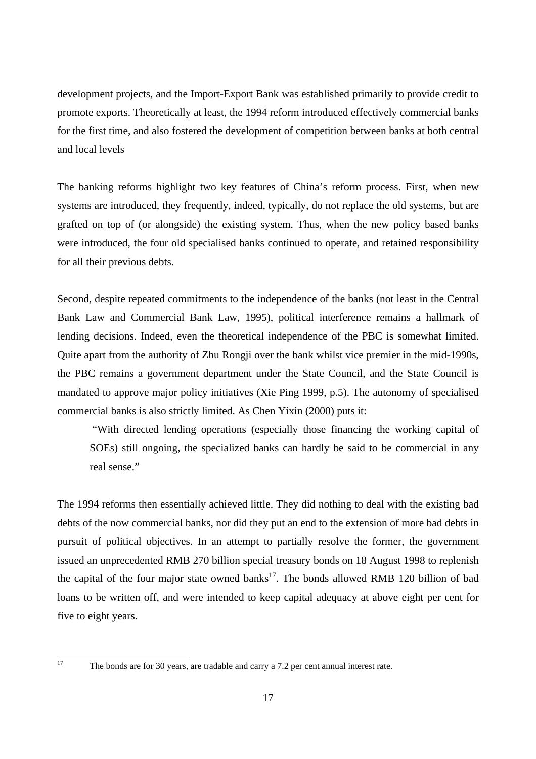development projects, and the Import-Export Bank was established primarily to provide credit to promote exports. Theoretically at least, the 1994 reform introduced effectively commercial banks for the first time, and also fostered the development of competition between banks at both central and local levels

The banking reforms highlight two key features of China's reform process. First, when new systems are introduced, they frequently, indeed, typically, do not replace the old systems, but are grafted on top of (or alongside) the existing system. Thus, when the new policy based banks were introduced, the four old specialised banks continued to operate, and retained responsibility for all their previous debts.

Second, despite repeated commitments to the independence of the banks (not least in the Central Bank Law and Commercial Bank Law, 1995), political interference remains a hallmark of lending decisions. Indeed, even the theoretical independence of the PBC is somewhat limited. Quite apart from the authority of Zhu Rongji over the bank whilst vice premier in the mid-1990s, the PBC remains a government department under the State Council, and the State Council is mandated to approve major policy initiatives (Xie Ping 1999, p.5). The autonomy of specialised commercial banks is also strictly limited. As Chen Yixin (2000) puts it:

> "With directed lending operations (especially those financing the working capital of SOEs) still ongoing, the specialized banks can hardly be said to be commercial in any real sense."

The 1994 reforms then essentially achieved little. They did nothing to deal with the existing bad debts of the now commercial banks, nor did they put an end to the extension of more bad debts in pursuit of political objectives. In an attempt to partially resolve the former, the government issued an unprecedented RMB 270 billion special treasury bonds on 18 August 1998 to replenish the capital of the four major state owned banks[17]. The bonds allowed RMB 120 billion of bad loans to be written off, and were intended to keep capital adequacy at above eight per cent for five to eight years.

---

[17] The bonds are for 30 years, are tradable and carry a 7.2 per cent annual interest rate.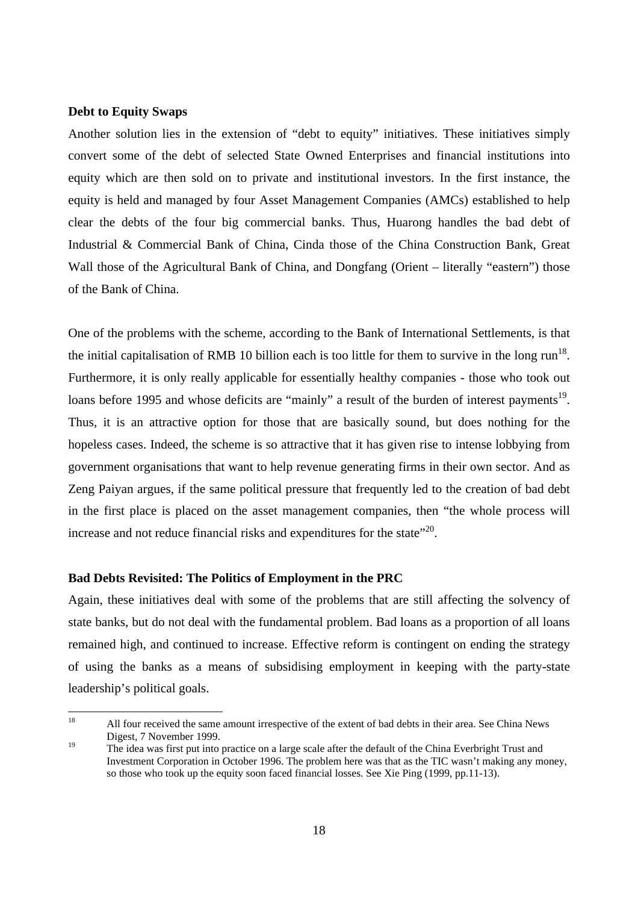**Debt to Equity Swaps**

Another solution lies in the extension of "debt to equity" initiatives. These initiatives simply convert some of the debt of selected State Owned Enterprises and financial institutions into equity which are then sold on to private and institutional investors. In the first instance, the equity is held and managed by four Asset Management Companies (AMCs) established to help clear the debts of the four big commercial banks. Thus, Huarong handles the bad debt of Industrial & Commercial Bank of China, Cinda those of the China Construction Bank, Great Wall those of the Agricultural Bank of China, and Dongfang (Orient – literally "eastern") those of the Bank of China.

One of the problems with the scheme, according to the Bank of International Settlements, is that the initial capitalisation of RMB 10 billion each is too little for them to survive in the long run[18]. Furthermore, it is only really applicable for essentially healthy companies - those who took out loans before 1995 and whose deficits are "mainly" a result of the burden of interest payments[19]. Thus, it is an attractive option for those that are basically sound, but does nothing for the hopeless cases. Indeed, the scheme is so attractive that it has given rise to intense lobbying from government organisations that want to help revenue generating firms in their own sector. And as Zeng Paiyan argues, if the same political pressure that frequently led to the creation of bad debt in the first place is placed on the asset management companies, then "the whole process will increase and not reduce financial risks and expenditures for the state"[20].

**Bad Debts Revisited: The Politics of Employment in the PRC**

Again, these initiatives deal with some of the problems that are still affecting the solvency of state banks, but do not deal with the fundamental problem. Bad loans as a proportion of all loans remained high, and continued to increase. Effective reform is contingent on ending the strategy of using the banks as a means of subsidising employment in keeping with the party-state leadership's political goals.

---

[18] All four received the same amount irrespective of the extent of bad debts in their area. See China News Digest, 7 November 1999.

[19] The idea was first put into practice on a large scale after the default of the China Everbright Trust and Investment Corporation in October 1996. The problem here was that as the TIC wasn't making any money, so those who took up the equity soon faced financial losses. See Xie Ping (1999, pp.11-13).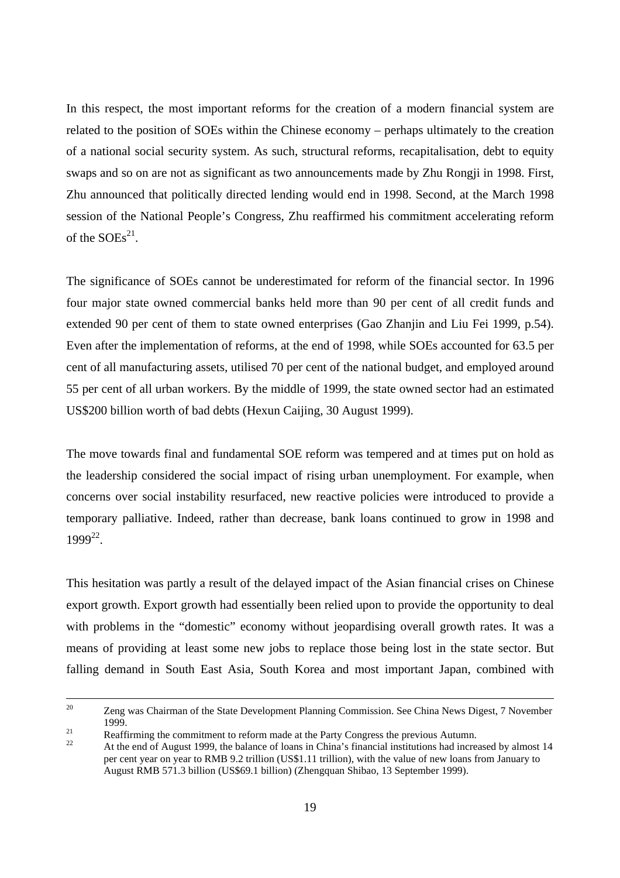In this respect, the most important reforms for the creation of a modern financial system are related to the position of SOEs within the Chinese economy – perhaps ultimately to the creation of a national social security system. As such, structural reforms, recapitalisation, debt to equity swaps and so on are not as significant as two announcements made by Zhu Rongji in 1998. First, Zhu announced that politically directed lending would end in 1998. Second, at the March 1998 session of the National People's Congress, Zhu reaffirmed his commitment accelerating reform of the SOEs[21].

The significance of SOEs cannot be underestimated for reform of the financial sector. In 1996 four major state owned commercial banks held more than 90 per cent of all credit funds and extended 90 per cent of them to state owned enterprises (Gao Zhanjin and Liu Fei 1999, p.54). Even after the implementation of reforms, at the end of 1998, while SOEs accounted for 63.5 per cent of all manufacturing assets, utilised 70 per cent of the national budget, and employed around 55 per cent of all urban workers. By the middle of 1999, the state owned sector had an estimated US$200 billion worth of bad debts (Hexun Caijing, 30 August 1999).

The move towards final and fundamental SOE reform was tempered and at times put on hold as the leadership considered the social impact of rising urban unemployment. For example, when concerns over social instability resurfaced, new reactive policies were introduced to provide a temporary palliative. Indeed, rather than decrease, bank loans continued to grow in 1998 and 1999[22].

This hesitation was partly a result of the delayed impact of the Asian financial crises on Chinese export growth. Export growth had essentially been relied upon to provide the opportunity to deal with problems in the "domestic" economy without jeopardising overall growth rates. It was a means of providing at least some new jobs to replace those being lost in the state sector. But falling demand in South East Asia, South Korea and most important Japan, combined with

---

[20] Zeng was Chairman of the State Development Planning Commission. See China News Digest, 7 November 1999.

[21] Reaffirming the commitment to reform made at the Party Congress the previous Autumn.

[22] At the end of August 1999, the balance of loans in China's financial institutions had increased by almost 14 per cent year on year to RMB 9.2 trillion (US$1.11 trillion), with the value of new loans from January to August RMB 571.3 billion (US$69.1 billion) (Zhengquan Shibao, 13 September 1999).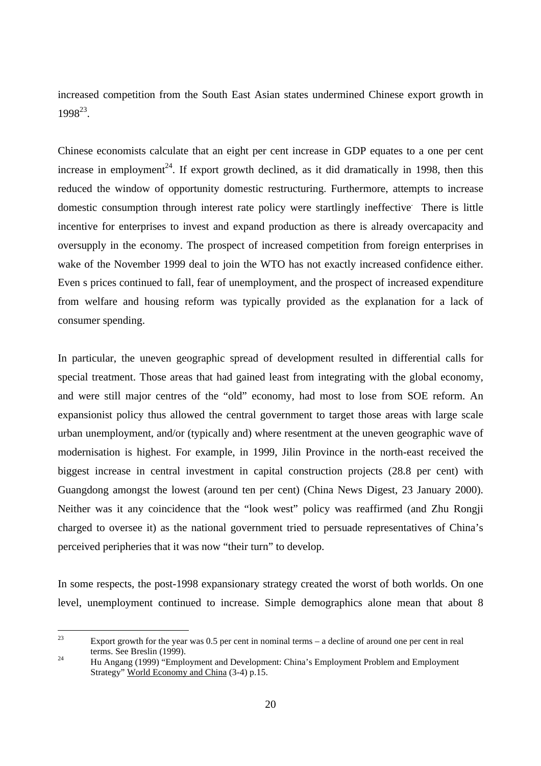increased competition from the South East Asian states undermined Chinese export growth in 1998[23].

Chinese economists calculate that an eight per cent increase in GDP equates to a one per cent increase in employment[24]. If export growth declined, as it did dramatically in 1998, then this reduced the window of opportunity domestic restructuring. Furthermore, attempts to increase domestic consumption through interest rate policy were startlingly ineffective. There is little incentive for enterprises to invest and expand production as there is already overcapacity and oversupply in the economy. The prospect of increased competition from foreign enterprises in wake of the November 1999 deal to join the WTO has not exactly increased confidence either. Even s prices continued to fall, fear of unemployment, and the prospect of increased expenditure from welfare and housing reform was typically provided as the explanation for a lack of consumer spending.

In particular, the uneven geographic spread of development resulted in differential calls for special treatment. Those areas that had gained least from integrating with the global economy, and were still major centres of the "old" economy, had most to lose from SOE reform. An expansionist policy thus allowed the central government to target those areas with large scale urban unemployment, and/or (typically and) where resentment at the uneven geographic wave of modernisation is highest. For example, in 1999, Jilin Province in the north-east received the biggest increase in central investment in capital construction projects (28.8 per cent) with Guangdong amongst the lowest (around ten per cent) (China News Digest, 23 January 2000). Neither was it any coincidence that the "look west" policy was reaffirmed (and Zhu Rongji charged to oversee it) as the national government tried to persuade representatives of China's perceived peripheries that it was now "their turn" to develop.

In some respects, the post-1998 expansionary strategy created the worst of both worlds. On one level, unemployment continued to increase. Simple demographics alone mean that about 8

---

[23] Export growth for the year was 0.5 per cent in nominal terms – a decline of around one per cent in real terms. See Breslin (1999).

[24] Hu Angang (1999) "Employment and Development: China's Employment Problem and Employment Strategy" World Economy and China (3-4) p.15.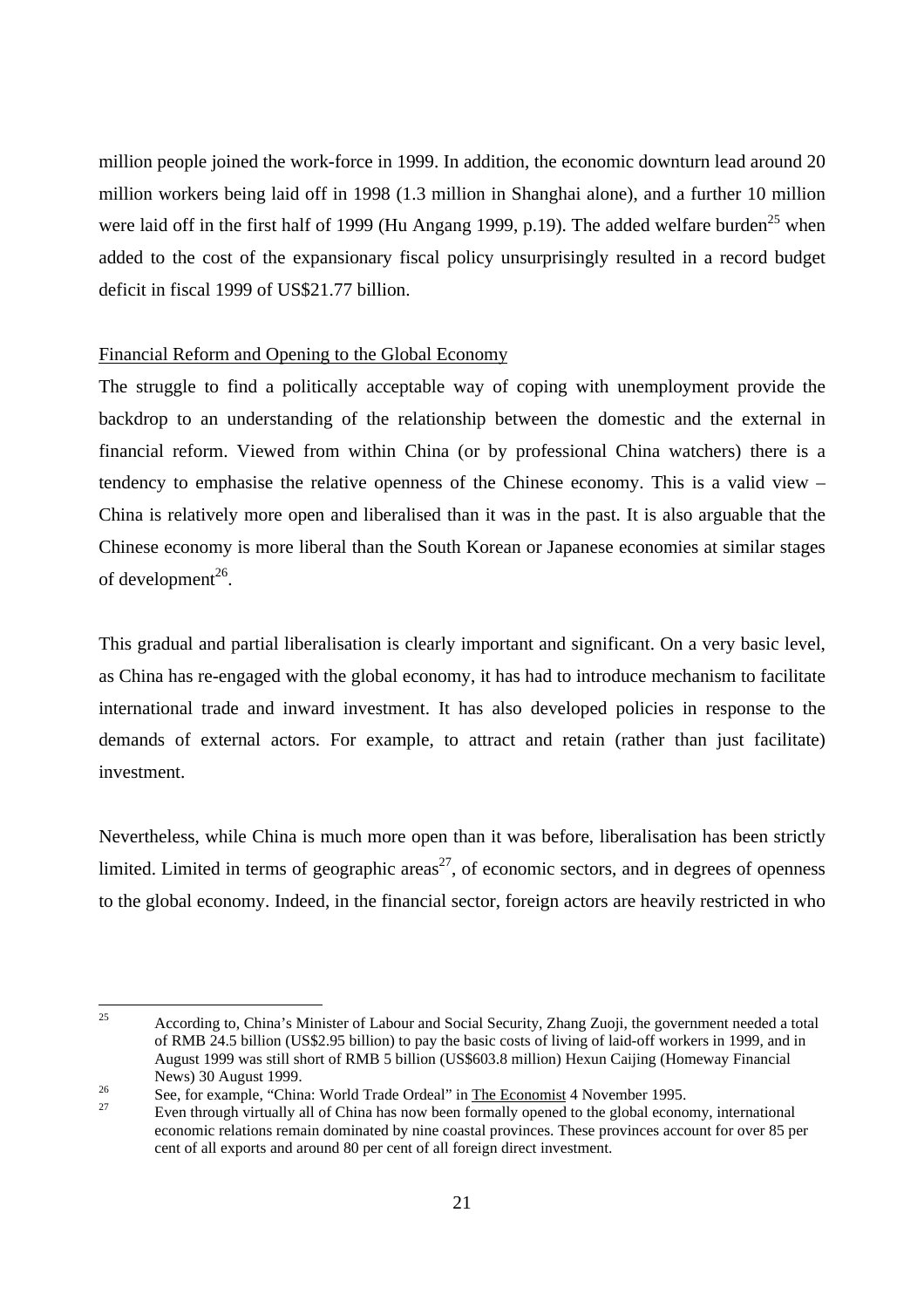million people joined the work-force in 1999. In addition, the economic downturn lead around 20 million workers being laid off in 1998 (1.3 million in Shanghai alone), and a further 10 million were laid off in the first half of 1999 (Hu Angang 1999, p.19). The added welfare burden[25] when added to the cost of the expansionary fiscal policy unsurprisingly resulted in a record budget deficit in fiscal 1999 of US$21.77 billion.

Financial Reform and Opening to the Global Economy

The struggle to find a politically acceptable way of coping with unemployment provide the backdrop to an understanding of the relationship between the domestic and the external in financial reform. Viewed from within China (or by professional China watchers) there is a tendency to emphasise the relative openness of the Chinese economy. This is a valid view – China is relatively more open and liberalised than it was in the past. It is also arguable that the Chinese economy is more liberal than the South Korean or Japanese economies at similar stages of development[26].

This gradual and partial liberalisation is clearly important and significant. On a very basic level, as China has re-engaged with the global economy, it has had to introduce mechanism to facilitate international trade and inward investment. It has also developed policies in response to the demands of external actors. For example, to attract and retain (rather than just facilitate) investment.

Nevertheless, while China is much more open than it was before, liberalisation has been strictly limited. Limited in terms of geographic areas[27], of economic sectors, and in degrees of openness to the global economy. Indeed, in the financial sector, foreign actors are heavily restricted in who

---

[25] According to, China's Minister of Labour and Social Security, Zhang Zuoji, the government needed a total of RMB 24.5 billion (US$2.95 billion) to pay the basic costs of living of laid-off workers in 1999, and in August 1999 was still short of RMB 5 billion (US$603.8 million) Hexun Caijing (Homeway Financial News) 30 August 1999.

[26] See, for example, "China: World Trade Ordeal" in The Economist 4 November 1995.

[27] Even through virtually all of China has now been formally opened to the global economy, international economic relations remain dominated by nine coastal provinces. These provinces account for over 85 per cent of all exports and around 80 per cent of all foreign direct investment.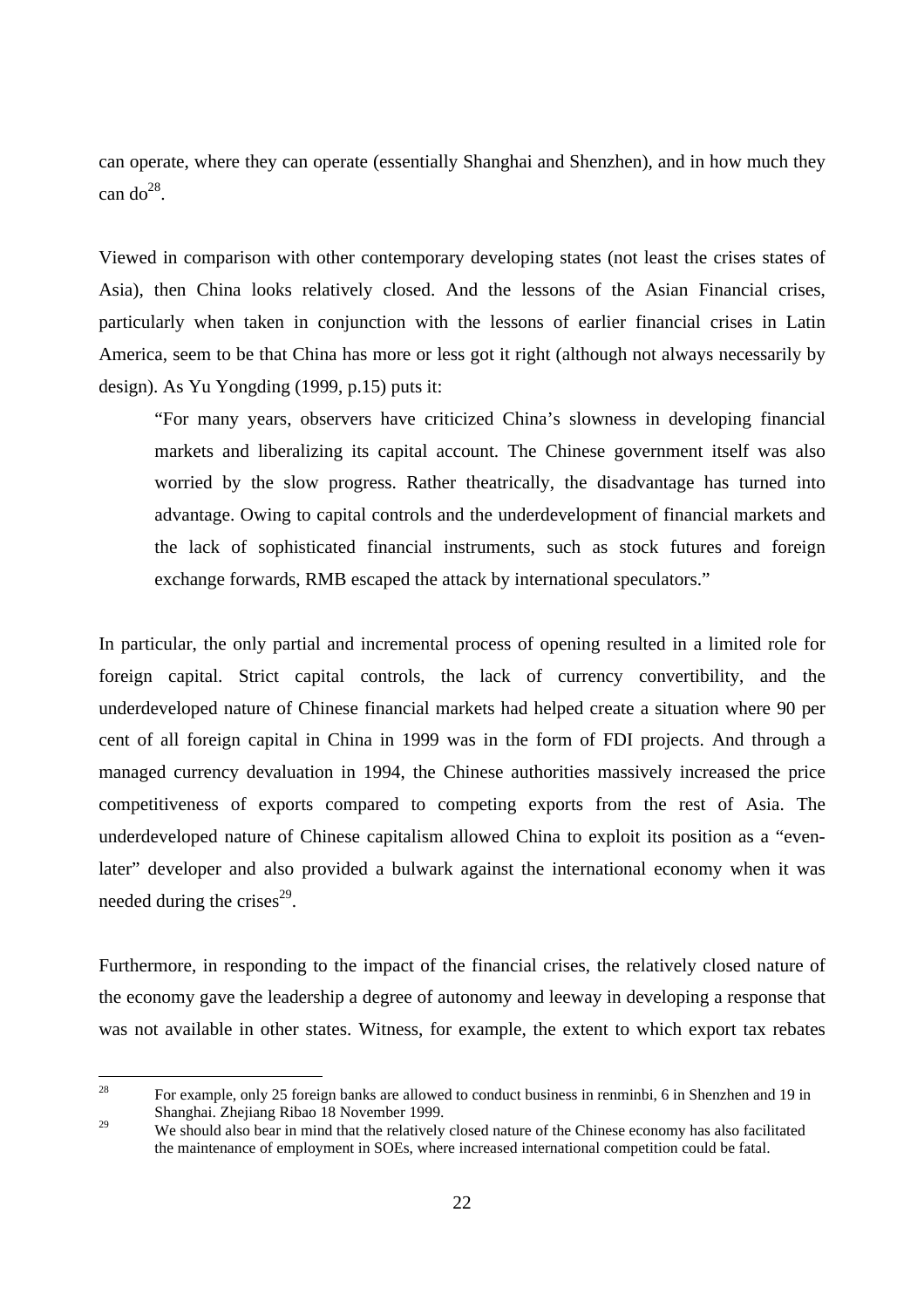can operate, where they can operate (essentially Shanghai and Shenzhen), and in how much they can do[28].

Viewed in comparison with other contemporary developing states (not least the crises states of Asia), then China looks relatively closed. And the lessons of the Asian Financial crises, particularly when taken in conjunction with the lessons of earlier financial crises in Latin America, seem to be that China has more or less got it right (although not always necessarily by design). As Yu Yongding (1999, p.15) puts it:

> "For many years, observers have criticized China's slowness in developing financial markets and liberalizing its capital account. The Chinese government itself was also worried by the slow progress. Rather theatrically, the disadvantage has turned into advantage. Owing to capital controls and the underdevelopment of financial markets and the lack of sophisticated financial instruments, such as stock futures and foreign exchange forwards, RMB escaped the attack by international speculators."

In particular, the only partial and incremental process of opening resulted in a limited role for foreign capital. Strict capital controls, the lack of currency convertibility, and the underdeveloped nature of Chinese financial markets had helped create a situation where 90 per cent of all foreign capital in China in 1999 was in the form of FDI projects. And through a managed currency devaluation in 1994, the Chinese authorities massively increased the price competitiveness of exports compared to competing exports from the rest of Asia. The underdeveloped nature of Chinese capitalism allowed China to exploit its position as a "even-later" developer and also provided a bulwark against the international economy when it was needed during the crises[29].

Furthermore, in responding to the impact of the financial crises, the relatively closed nature of the economy gave the leadership a degree of autonomy and leeway in developing a response that was not available in other states. Witness, for example, the extent to which export tax rebates

---

[28] For example, only 25 foreign banks are allowed to conduct business in renminbi, 6 in Shenzhen and 19 in Shanghai. Zhejiang Ribao 18 November 1999.

[29] We should also bear in mind that the relatively closed nature of the Chinese economy has also facilitated the maintenance of employment in SOEs, where increased international competition could be fatal.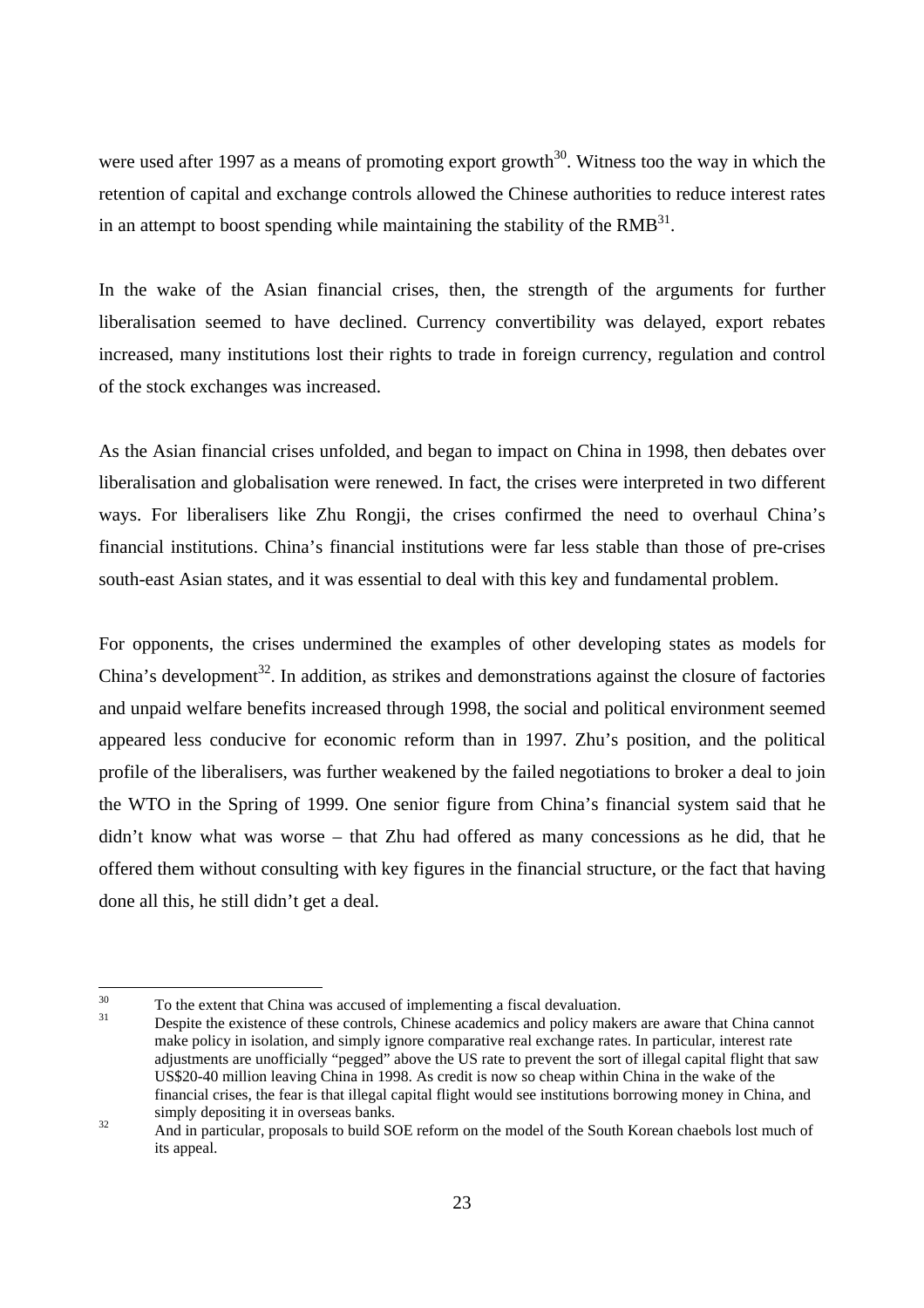were used after 1997 as a means of promoting export growth[30]. Witness too the way in which the retention of capital and exchange controls allowed the Chinese authorities to reduce interest rates in an attempt to boost spending while maintaining the stability of the RMB[31].

In the wake of the Asian financial crises, then, the strength of the arguments for further liberalisation seemed to have declined. Currency convertibility was delayed, export rebates increased, many institutions lost their rights to trade in foreign currency, regulation and control of the stock exchanges was increased.

As the Asian financial crises unfolded, and began to impact on China in 1998, then debates over liberalisation and globalisation were renewed. In fact, the crises were interpreted in two different ways. For liberalisers like Zhu Rongji, the crises confirmed the need to overhaul China's financial institutions. China's financial institutions were far less stable than those of pre-crises south-east Asian states, and it was essential to deal with this key and fundamental problem.

For opponents, the crises undermined the examples of other developing states as models for China's development[32]. In addition, as strikes and demonstrations against the closure of factories and unpaid welfare benefits increased through 1998, the social and political environment seemed appeared less conducive for economic reform than in 1997. Zhu's position, and the political profile of the liberalisers, was further weakened by the failed negotiations to broker a deal to join the WTO in the Spring of 1999. One senior figure from China's financial system said that he didn't know what was worse – that Zhu had offered as many concessions as he did, that he offered them without consulting with key figures in the financial structure, or the fact that having done all this, he still didn't get a deal.

---

[30] To the extent that China was accused of implementing a fiscal devaluation.

[31] Despite the existence of these controls, Chinese academics and policy makers are aware that China cannot make policy in isolation, and simply ignore comparative real exchange rates. In particular, interest rate adjustments are unofficially "pegged" above the US rate to prevent the sort of illegal capital flight that saw US$20-40 million leaving China in 1998. As credit is now so cheap within China in the wake of the financial crises, the fear is that illegal capital flight would see institutions borrowing money in China, and simply depositing it in overseas banks.

[32] And in particular, proposals to build SOE reform on the model of the South Korean chaebols lost much of its appeal.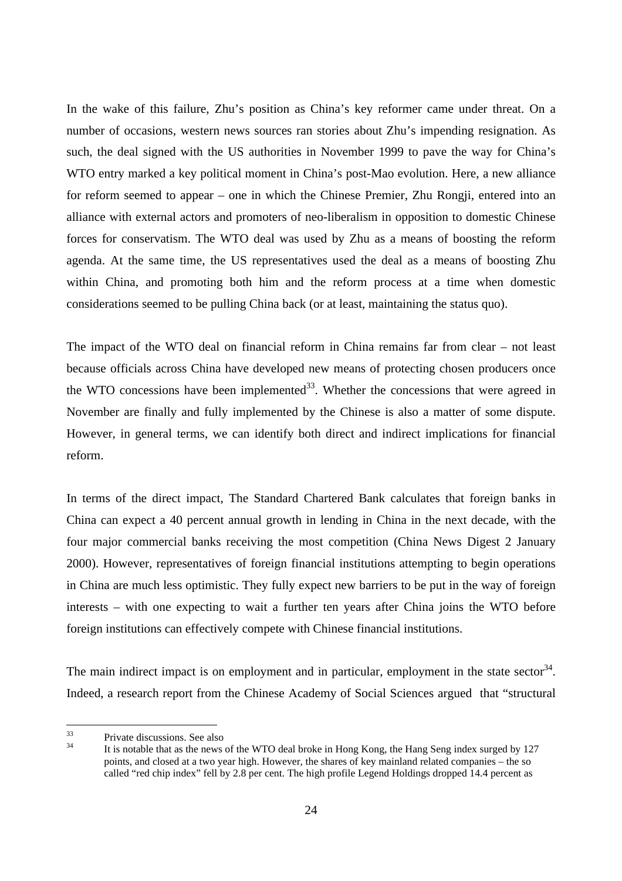In the wake of this failure, Zhu's position as China's key reformer came under threat. On a number of occasions, western news sources ran stories about Zhu's impending resignation. As such, the deal signed with the US authorities in November 1999 to pave the way for China's WTO entry marked a key political moment in China's post-Mao evolution. Here, a new alliance for reform seemed to appear – one in which the Chinese Premier, Zhu Rongji, entered into an alliance with external actors and promoters of neo-liberalism in opposition to domestic Chinese forces for conservatism. The WTO deal was used by Zhu as a means of boosting the reform agenda. At the same time, the US representatives used the deal as a means of boosting Zhu within China, and promoting both him and the reform process at a time when domestic considerations seemed to be pulling China back (or at least, maintaining the status quo).

The impact of the WTO deal on financial reform in China remains far from clear – not least because officials across China have developed new means of protecting chosen producers once the WTO concessions have been implemented[33]. Whether the concessions that were agreed in November are finally and fully implemented by the Chinese is also a matter of some dispute. However, in general terms, we can identify both direct and indirect implications for financial reform.

In terms of the direct impact, The Standard Chartered Bank calculates that foreign banks in China can expect a 40 percent annual growth in lending in China in the next decade, with the four major commercial banks receiving the most competition (China News Digest 2 January 2000). However, representatives of foreign financial institutions attempting to begin operations in China are much less optimistic. They fully expect new barriers to be put in the way of foreign interests – with one expecting to wait a further ten years after China joins the WTO before foreign institutions can effectively compete with Chinese financial institutions.

The main indirect impact is on employment and in particular, employment in the state sector[34]. Indeed, a research report from the Chinese Academy of Social Sciences argued that "structural

---

[33] Private discussions. See also

[34] It is notable that as the news of the WTO deal broke in Hong Kong, the Hang Seng index surged by 127 points, and closed at a two year high. However, the shares of key mainland related companies – the so called "red chip index" fell by 2.8 per cent. The high profile Legend Holdings dropped 14.4 percent as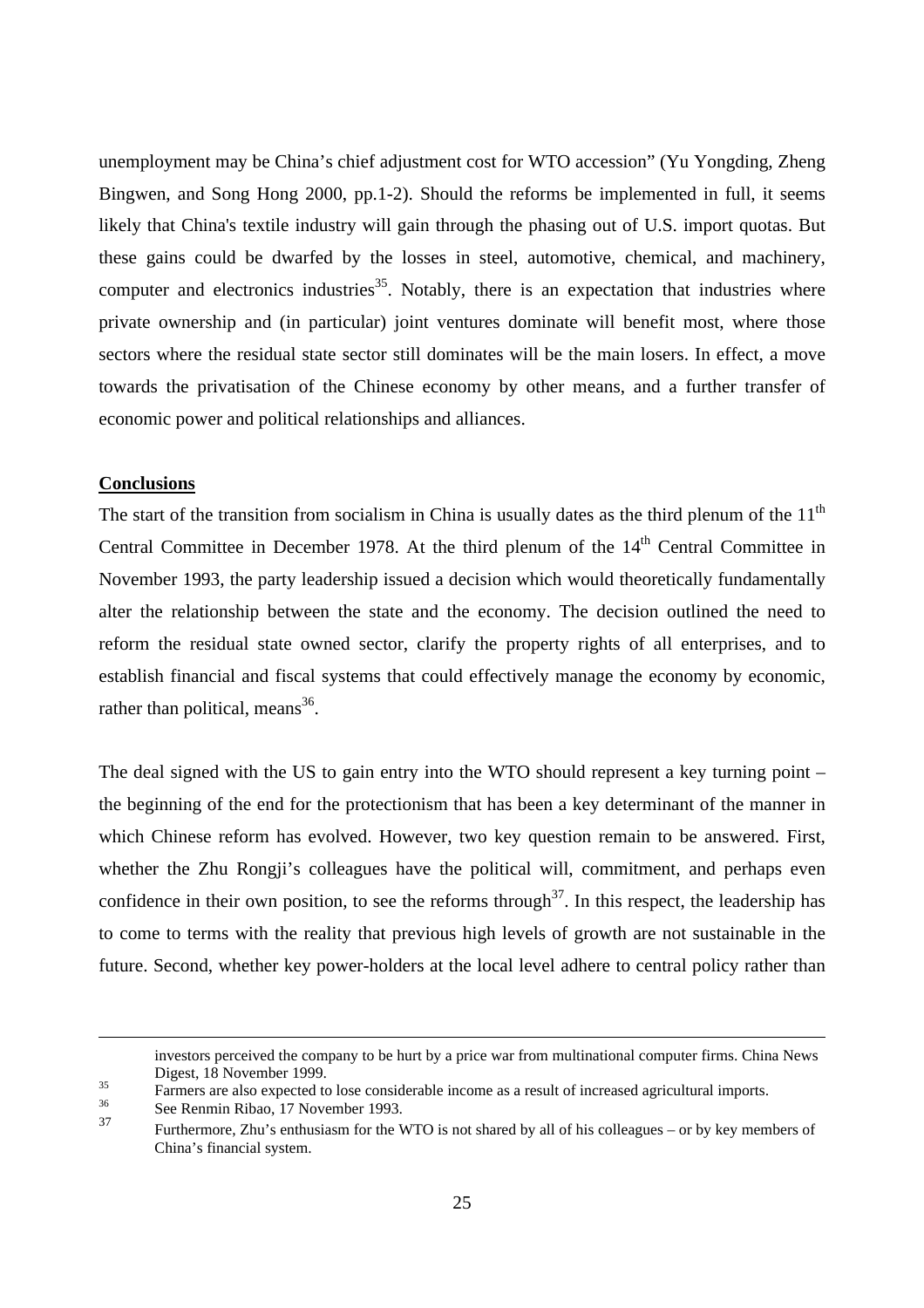unemployment may be China's chief adjustment cost for WTO accession" (Yu Yongding, Zheng Bingwen, and Song Hong 2000, pp.1-2). Should the reforms be implemented in full, it seems likely that China's textile industry will gain through the phasing out of U.S. import quotas. But these gains could be dwarfed by the losses in steel, automotive, chemical, and machinery, computer and electronics industries[35]. Notably, there is an expectation that industries where private ownership and (in particular) joint ventures dominate will benefit most, where those sectors where the residual state sector still dominates will be the main losers. In effect, a move towards the privatisation of the Chinese economy by other means, and a further transfer of economic power and political relationships and alliances.

## Conclusions

The start of the transition from socialism in China is usually dates as the third plenum of the 11th Central Committee in December 1978. At the third plenum of the 14th Central Committee in November 1993, the party leadership issued a decision which would theoretically fundamentally alter the relationship between the state and the economy. The decision outlined the need to reform the residual state owned sector, clarify the property rights of all enterprises, and to establish financial and fiscal systems that could effectively manage the economy by economic, rather than political, means[36].

The deal signed with the US to gain entry into the WTO should represent a key turning point – the beginning of the end for the protectionism that has been a key determinant of the manner in which Chinese reform has evolved. However, two key question remain to be answered. First, whether the Zhu Rongji's colleagues have the political will, commitment, and perhaps even confidence in their own position, to see the reforms through[37]. In this respect, the leadership has to come to terms with the reality that previous high levels of growth are not sustainable in the future. Second, whether key power-holders at the local level adhere to central policy rather than

---

investors perceived the company to be hurt by a price war from multinational computer firms. China News Digest, 18 November 1999.

[35] Farmers are also expected to lose considerable income as a result of increased agricultural imports.

[36] See Renmin Ribao, 17 November 1993.

[37] Furthermore, Zhu's enthusiasm for the WTO is not shared by all of his colleagues – or by key members of China's financial system.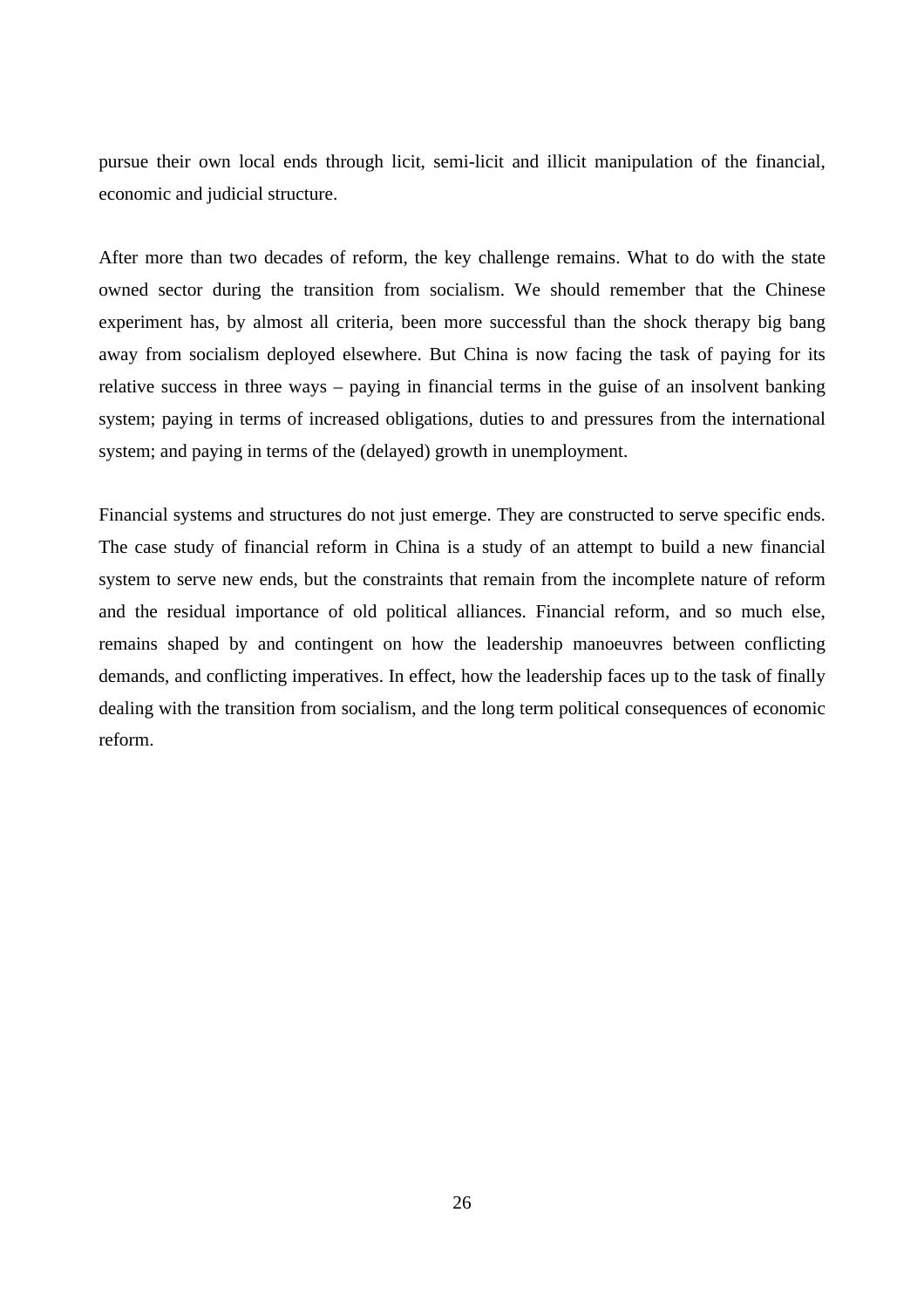pursue their own local ends through licit, semi-licit and illicit manipulation of the financial, economic and judicial structure.

After more than two decades of reform, the key challenge remains. What to do with the state owned sector during the transition from socialism. We should remember that the Chinese experiment has, by almost all criteria, been more successful than the shock therapy big bang away from socialism deployed elsewhere. But China is now facing the task of paying for its relative success in three ways – paying in financial terms in the guise of an insolvent banking system; paying in terms of increased obligations, duties to and pressures from the international system; and paying in terms of the (delayed) growth in unemployment.

Financial systems and structures do not just emerge. They are constructed to serve specific ends. The case study of financial reform in China is a study of an attempt to build a new financial system to serve new ends, but the constraints that remain from the incomplete nature of reform and the residual importance of old political alliances. Financial reform, and so much else, remains shaped by and contingent on how the leadership manoeuvres between conflicting demands, and conflicting imperatives. In effect, how the leadership faces up to the task of finally dealing with the transition from socialism, and the long term political consequences of economic reform.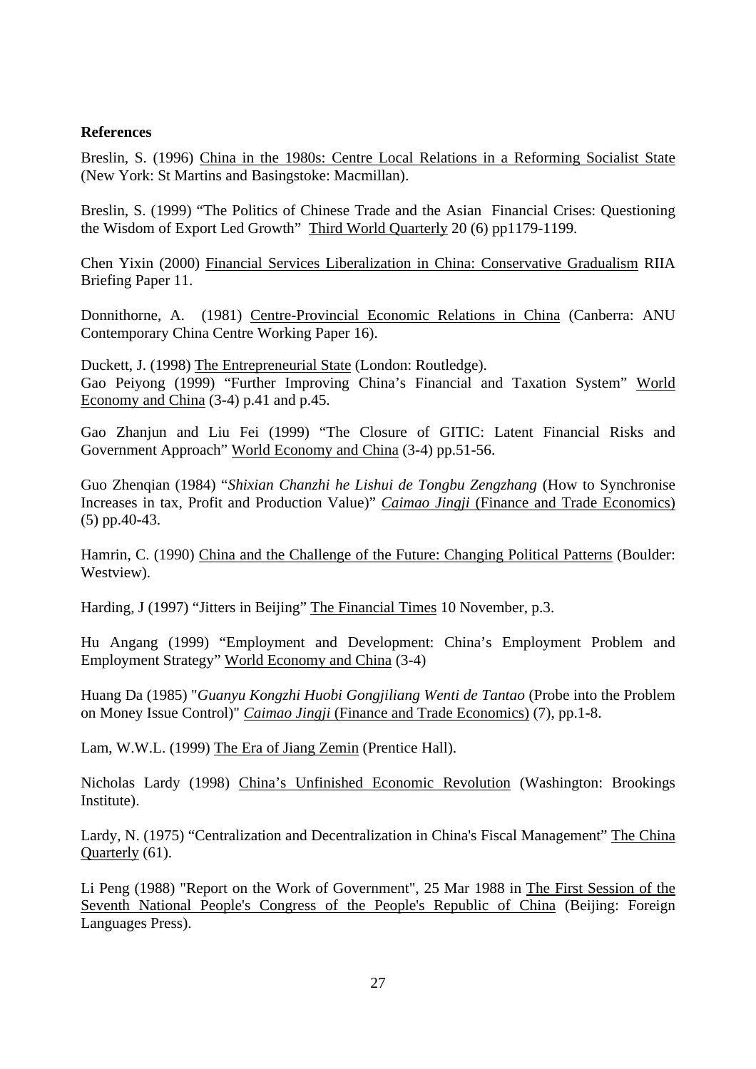**References**

Breslin, S. (1996) China in the 1980s: Centre Local Relations in a Reforming Socialist State (New York: St Martins and Basingstoke: Macmillan).

Breslin, S. (1999) "The Politics of Chinese Trade and the Asian Financial Crises: Questioning the Wisdom of Export Led Growth" Third World Quarterly 20 (6) pp1179-1199.

Chen Yixin (2000) Financial Services Liberalization in China: Conservative Gradualism RIIA Briefing Paper 11.

Donnithorne, A. (1981) Centre-Provincial Economic Relations in China (Canberra: ANU Contemporary China Centre Working Paper 16).

Duckett, J. (1998) The Entrepreneurial State (London: Routledge).

Gao Peiyong (1999) "Further Improving China's Financial and Taxation System" World Economy and China (3-4) p.41 and p.45.

Gao Zhanjun and Liu Fei (1999) "The Closure of GITIC: Latent Financial Risks and Government Approach" World Economy and China (3-4) pp.51-56.

Guo Zhenqian (1984) "*Shixian Chanzhi he Lishui de Tongbu Zengzhang* (How to Synchronise Increases in tax, Profit and Production Value)" *Caimao Jingji* (Finance and Trade Economics) (5) pp.40-43.

Hamrin, C. (1990) China and the Challenge of the Future: Changing Political Patterns (Boulder: Westview).

Harding, J (1997) "Jitters in Beijing" The Financial Times 10 November, p.3.

Hu Angang (1999) "Employment and Development: China's Employment Problem and Employment Strategy" World Economy and China (3-4)

Huang Da (1985) "*Guanyu Kongzhi Huobi Gongjiliang Wenti de Tantao* (Probe into the Problem on Money Issue Control)" *Caimao Jingji* (Finance and Trade Economics) (7), pp.1-8.

Lam, W.W.L. (1999) The Era of Jiang Zemin (Prentice Hall).

Nicholas Lardy (1998) China's Unfinished Economic Revolution (Washington: Brookings Institute).

Lardy, N. (1975) "Centralization and Decentralization in China's Fiscal Management" The China Quarterly (61).

Li Peng (1988) "Report on the Work of Government", 25 Mar 1988 in The First Session of the Seventh National People's Congress of the People's Republic of China (Beijing: Foreign Languages Press).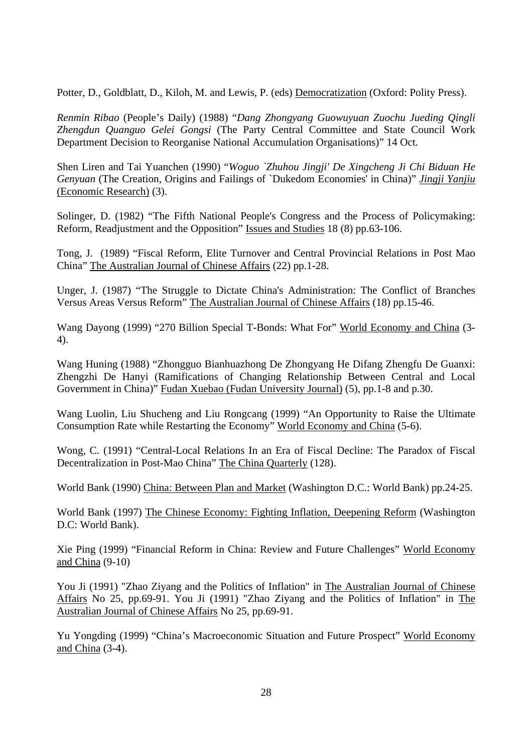Potter, D., Goldblatt, D., Kiloh, M. and Lewis, P. (eds) Democratization (Oxford: Polity Press).

*Renmin Ribao* (People's Daily) (1988) "*Dang Zhongyang Guowuyuan Zuochu Jueding Qingli Zhengdun Quanguo Gelei Gongsi* (The Party Central Committee and State Council Work Department Decision to Reorganise National Accumulation Organisations)" 14 Oct.

Shen Liren and Tai Yuanchen (1990) "*Woguo `Zhuhou Jingji' De Xingcheng Ji Chi Biduan He Genyuan* (The Creation, Origins and Failings of `Dukedom Economies' in China)" *Jingji Yanjiu* (Economic Research) (3).

Solinger, D. (1982) "The Fifth National People's Congress and the Process of Policymaking: Reform, Readjustment and the Opposition" Issues and Studies 18 (8) pp.63-106.

Tong, J. (1989) "Fiscal Reform, Elite Turnover and Central Provincial Relations in Post Mao China" The Australian Journal of Chinese Affairs (22) pp.1-28.

Unger, J. (1987) "The Struggle to Dictate China's Administration: The Conflict of Branches Versus Areas Versus Reform" The Australian Journal of Chinese Affairs (18) pp.15-46.

Wang Dayong (1999) "270 Billion Special T-Bonds: What For" World Economy and China (3-4).

Wang Huning (1988) "Zhongguo Bianhuazhong De Zhongyang He Difang Zhengfu De Guanxi: Zhengzhi De Hanyi (Ramifications of Changing Relationship Between Central and Local Government in China)" Fudan Xuebao (Fudan University Journal) (5), pp.1-8 and p.30.

Wang Luolin, Liu Shucheng and Liu Rongcang (1999) "An Opportunity to Raise the Ultimate Consumption Rate while Restarting the Economy" World Economy and China (5-6).

Wong, C. (1991) "Central-Local Relations In an Era of Fiscal Decline: The Paradox of Fiscal Decentralization in Post-Mao China" The China Quarterly (128).

World Bank (1990) China: Between Plan and Market (Washington D.C.: World Bank) pp.24-25.

World Bank (1997) The Chinese Economy: Fighting Inflation, Deepening Reform (Washington D.C: World Bank).

Xie Ping (1999) "Financial Reform in China: Review and Future Challenges" World Economy and China (9-10)

You Ji (1991) "Zhao Ziyang and the Politics of Inflation" in The Australian Journal of Chinese Affairs No 25, pp.69-91. You Ji (1991) "Zhao Ziyang and the Politics of Inflation" in The Australian Journal of Chinese Affairs No 25, pp.69-91.

Yu Yongding (1999) "China's Macroeconomic Situation and Future Prospect" World Economy and China (3-4).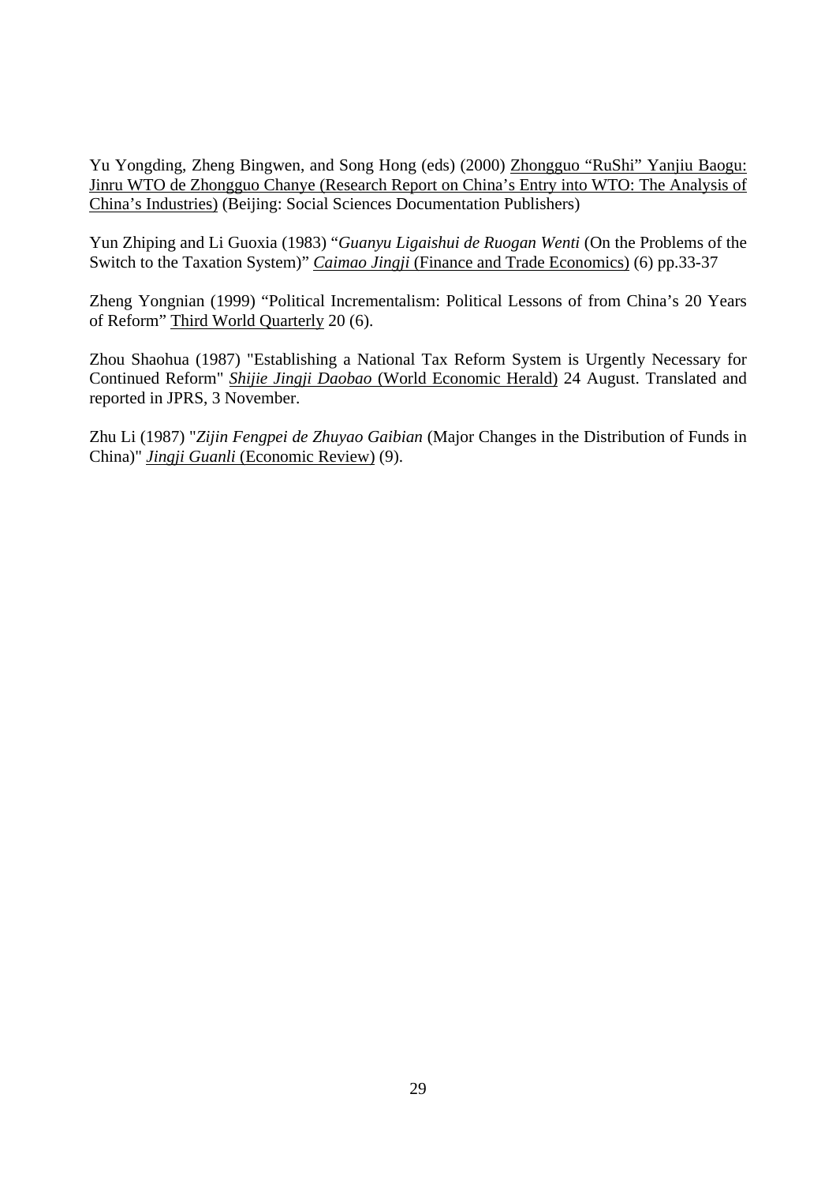Yu Yongding, Zheng Bingwen, and Song Hong (eds) (2000) Zhongguo "RuShi" Yanjiu Baogu: Jinru WTO de Zhongguo Chanye (Research Report on China's Entry into WTO: The Analysis of China's Industries) (Beijing: Social Sciences Documentation Publishers)

Yun Zhiping and Li Guoxia (1983) "*Guanyu Ligaishui de Ruogan Wenti* (On the Problems of the Switch to the Taxation System)" *Caimao Jingji* (Finance and Trade Economics) (6) pp.33-37

Zheng Yongnian (1999) "Political Incrementalism: Political Lessons of from China's 20 Years of Reform" Third World Quarterly 20 (6).

Zhou Shaohua (1987) "Establishing a National Tax Reform System is Urgently Necessary for Continued Reform" *Shijie Jingji Daobao* (World Economic Herald) 24 August. Translated and reported in JPRS, 3 November.

Zhu Li (1987) "*Zijin Fengpei de Zhuyao Gaibian* (Major Changes in the Distribution of Funds in China)" *Jingji Guanli* (Economic Review) (9).